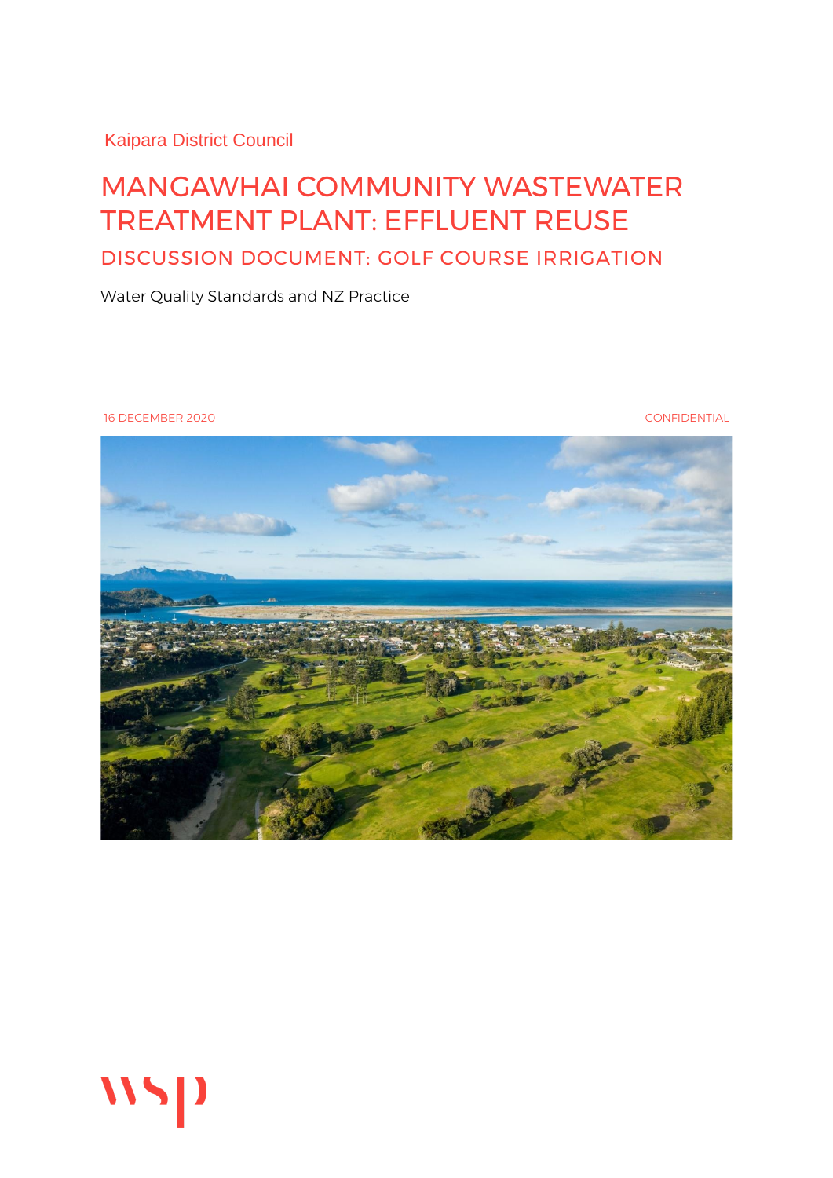Kaipara District Council

# MANGAWHAI COMMUNITY WASTEWATER TREATMENT PLANT: EFFLUENT REUSE

## DISCUSSION DOCUMENT: GOLF COURSE IRRIGATION

Water Quality Standards and NZ Practice

16 DECEMBER 2020

CONFIDENTIAL

wsp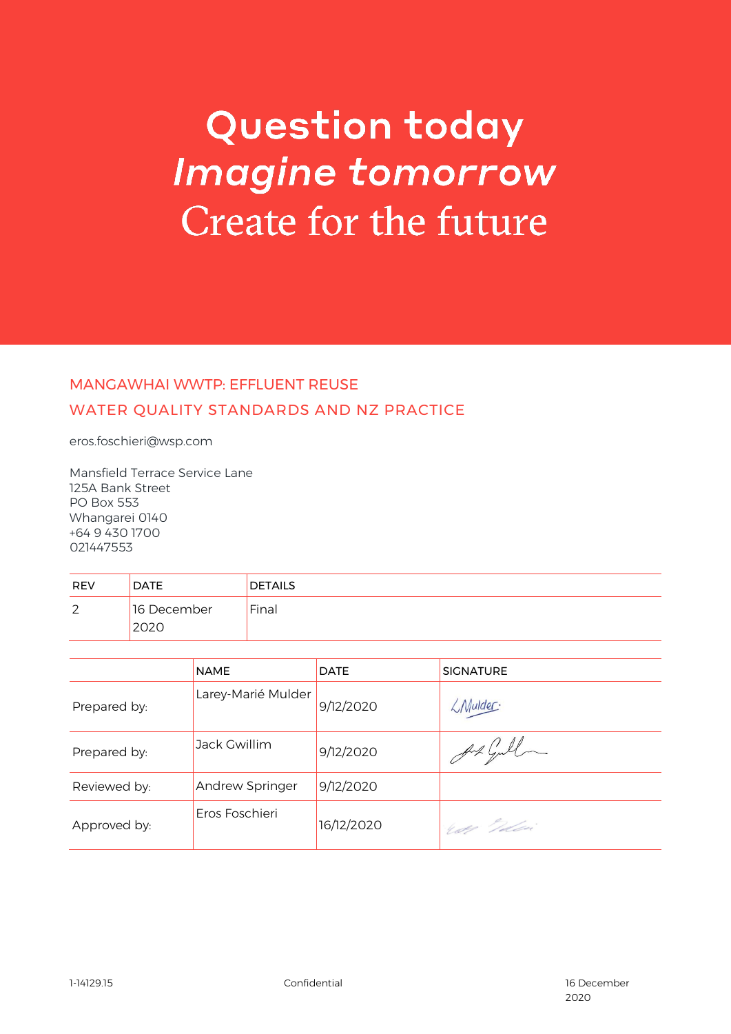# Question today
# *Imagine tomorrow*
# Create for the future

## MANGAWHAI WWTP: EFFLUENT REUSE

## WATER QUALITY STANDARDS AND NZ PRACTICE

eros.foschieri@wsp.com

Mansfield Terrace Service Lane
125A Bank Street
PO Box 553
Whangarei 0140
+64 9 430 1700
021447553

| REV | DATE | DETAILS |
|---|---|---|
| 2 | 16 December 2020 | Final |

| | NAME | DATE | SIGNATURE |
|---|---|---|---|
| Prepared by: | Larey-Marié Mulder | 9/12/2020 | L Mulder |
| Prepared by: | Jack Gwillim | 9/12/2020 | |
| Reviewed by: | Andrew Springer | 9/12/2020 | |
| Approved by: | Eros Foschieri | 16/12/2020 | |

1-14129.15 Confidential 16 December 2020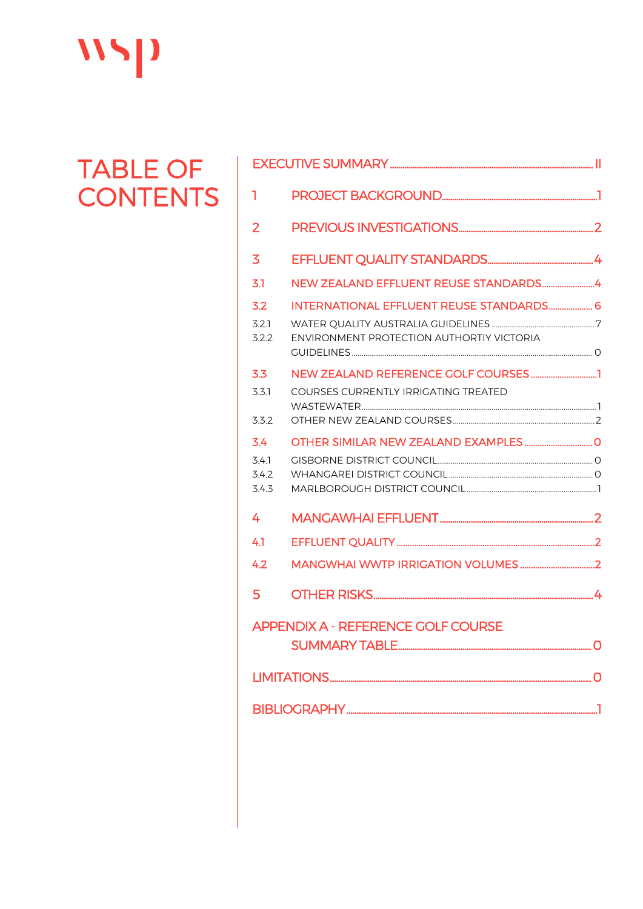wsp

# TABLE OF CONTENTS

EXECUTIVE SUMMARY ..... II

1 PROJECT BACKGROUND ..... 1

2 PREVIOUS INVESTIGATIONS ..... 2

3 EFFLUENT QUALITY STANDARDS ..... 4

3.1 NEW ZEALAND EFFLUENT REUSE STANDARDS ..... 4

3.2 INTERNATIONAL EFFLUENT REUSE STANDARDS ..... 6

3.2.1 WATER QUALITY AUSTRALIA GUIDELINES ..... 7

3.2.2 ENVIRONMENT PROTECTION AUTHORTIY VICTORIA GUIDELINES ..... 0

3.3 NEW ZEALAND REFERENCE GOLF COURSES ..... 1

3.3.1 COURSES CURRENTLY IRRIGATING TREATED WASTEWATER ..... 1

3.3.2 OTHER NEW ZEALAND COURSES ..... 2

3.4 OTHER SIMILAR NEW ZEALAND EXAMPLES ..... 0

3.4.1 GISBORNE DISTRICT COUNCIL ..... 0

3.4.2 WHANGAREI DISTRICT COUNCIL ..... 0

3.4.3 MARLBOROUGH DISTRICT COUNCIL ..... 1

4 MANGAWHAI EFFLUENT ..... 2

4.1 EFFLUENT QUALITY ..... 2

4.2 MANGWHAI WWTP IRRIGATION VOLUMES ..... 2

5 OTHER RISKS ..... 4

APPENDIX A - REFERENCE GOLF COURSE SUMMARY TABLE ..... 0

LIMITATIONS ..... 0

BIBLIOGRAPHY ..... 1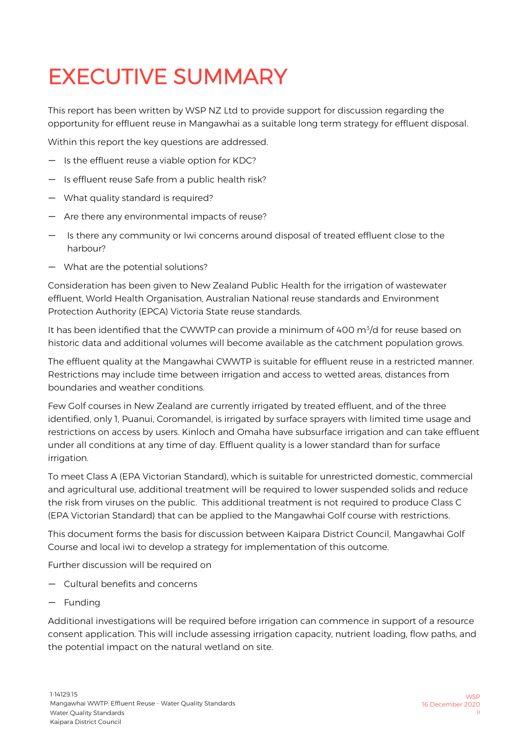# EXECUTIVE SUMMARY

This report has been written by WSP NZ Ltd to provide support for discussion regarding the opportunity for effluent reuse in Mangawhai as a suitable long term strategy for effluent disposal.

Within this report the key questions are addressed.

- Is the effluent reuse a viable option for KDC?
- Is effluent reuse Safe from a public health risk?
- What quality standard is required?
- Are there any environmental impacts of reuse?
- Is there any community or Iwi concerns around disposal of treated effluent close to the harbour?
- What are the potential solutions?

Consideration has been given to New Zealand Public Health for the irrigation of wastewater effluent, World Health Organisation, Australian National reuse standards and Environment Protection Authority (EPCA) Victoria State reuse standards.

It has been identified that the CWWTP can provide a minimum of 400 $m^3$/d for reuse based on historic data and additional volumes will become available as the catchment population grows.

The effluent quality at the Mangawhai CWWTP is suitable for effluent reuse in a restricted manner. Restrictions may include time between irrigation and access to wetted areas, distances from boundaries and weather conditions.

Few Golf courses in New Zealand are currently irrigated by treated effluent, and of the three identified, only 1, Puanui, Coromandel, is irrigated by surface sprayers with limited time usage and restrictions on access by users. Kinloch and Omaha have subsurface irrigation and can take effluent under all conditions at any time of day. Effluent quality is a lower standard than for surface irrigation.

To meet Class A (EPA Victorian Standard), which is suitable for unrestricted domestic, commercial and agricultural use, additional treatment will be required to lower suspended solids and reduce the risk from viruses on the public. This additional treatment is not required to produce Class C (EPA Victorian Standard) that can be applied to the Mangawhai Golf course with restrictions.

This document forms the basis for discussion between Kaipara District Council, Mangawhai Golf Course and local iwi to develop a strategy for implementation of this outcome.

Further discussion will be required on

- Cultural benefits and concerns
- Funding

Additional investigations will be required before irrigation can commence in support of a resource consent application. This will include assessing irrigation capacity, nutrient loading, flow paths, and the potential impact on the natural wetland on site.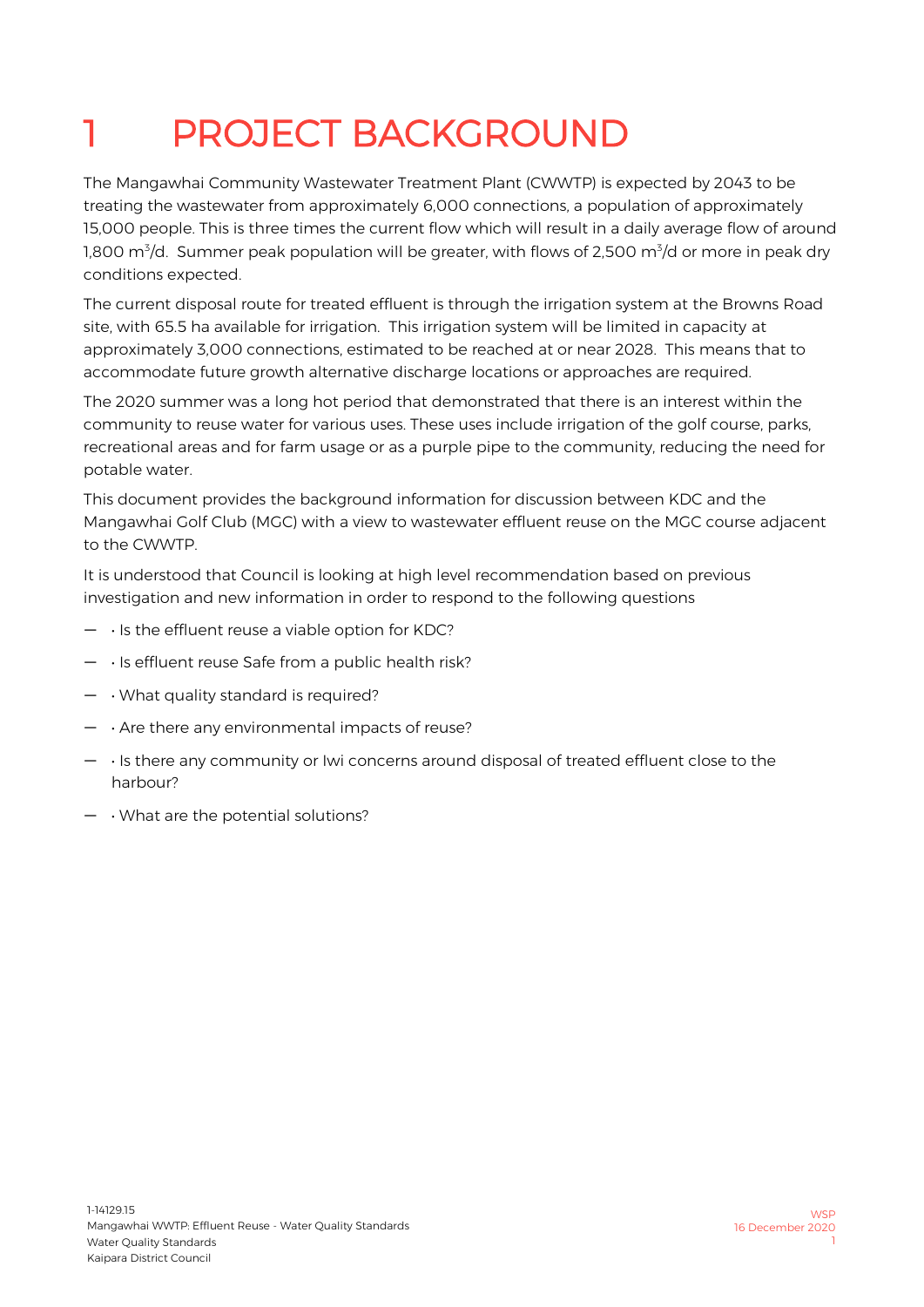# 1 PROJECT BACKGROUND

The Mangawhai Community Wastewater Treatment Plant (CWWTP) is expected by 2043 to be treating the wastewater from approximately 6,000 connections, a population of approximately 15,000 people. This is three times the current flow which will result in a daily average flow of around 1,800 $m^3$/d. Summer peak population will be greater, with flows of 2,500 $m^3$/d or more in peak dry conditions expected.

The current disposal route for treated effluent is through the irrigation system at the Browns Road site, with 65.5 ha available for irrigation. This irrigation system will be limited in capacity at approximately 3,000 connections, estimated to be reached at or near 2028. This means that to accommodate future growth alternative discharge locations or approaches are required.

The 2020 summer was a long hot period that demonstrated that there is an interest within the community to reuse water for various uses. These uses include irrigation of the golf course, parks, recreational areas and for farm usage or as a purple pipe to the community, reducing the need for potable water.

This document provides the background information for discussion between KDC and the Mangawhai Golf Club (MGC) with a view to wastewater effluent reuse on the MGC course adjacent to the CWWTP.

It is understood that Council is looking at high level recommendation based on previous investigation and new information in order to respond to the following questions

- • Is the effluent reuse a viable option for KDC?
- • Is effluent reuse Safe from a public health risk?
- • What quality standard is required?
- • Are there any environmental impacts of reuse?
- • Is there any community or Iwi concerns around disposal of treated effluent close to the harbour?
- • What are the potential solutions?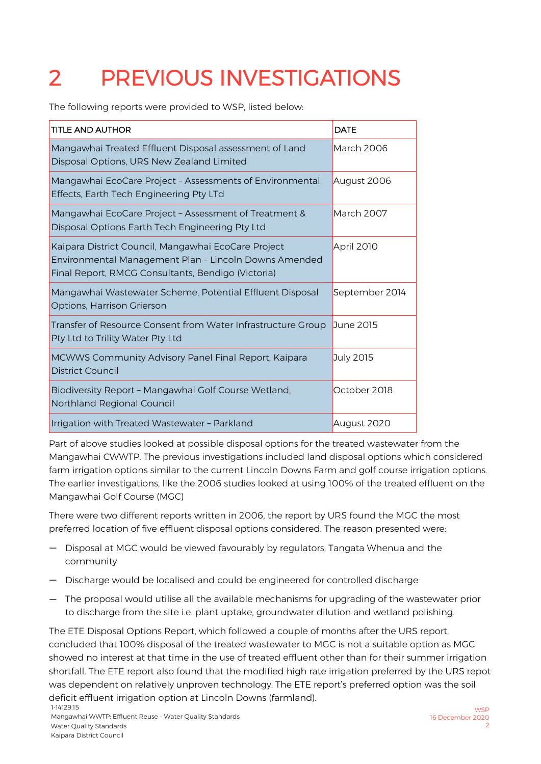# 2 PREVIOUS INVESTIGATIONS

The following reports were provided to WSP, listed below:

| TITLE AND AUTHOR | DATE |
| --- | --- |
| Mangawhai Treated Effluent Disposal assessment of Land Disposal Options, URS New Zealand Limited | March 2006 |
| Mangawhai EcoCare Project – Assessments of Environmental Effects, Earth Tech Engineering Pty LTd | August 2006 |
| Mangawhai EcoCare Project – Assessment of Treatment & Disposal Options Earth Tech Engineering Pty Ltd | March 2007 |
| Kaipara District Council, Mangawhai EcoCare Project Environmental Management Plan – Lincoln Downs Amended Final Report, RMCG Consultants, Bendigo (Victoria) | April 2010 |
| Mangawhai Wastewater Scheme, Potential Effluent Disposal Options, Harrison Grierson | September 2014 |
| Transfer of Resource Consent from Water Infrastructure Group Pty Ltd to Trility Water Pty Ltd | June 2015 |
| MCWWS Community Advisory Panel Final Report, Kaipara District Council | July 2015 |
| Biodiversity Report – Mangawhai Golf Course Wetland, Northland Regional Council | October 2018 |
| Irrigation with Treated Wastewater – Parkland | August 2020 |

Part of above studies looked at possible disposal options for the treated wastewater from the Mangawhai CWWTP. The previous investigations included land disposal options which considered farm irrigation options similar to the current Lincoln Downs Farm and golf course irrigation options. The earlier investigations, like the 2006 studies looked at using 100% of the treated effluent on the Mangawhai Golf Course (MGC)

There were two different reports written in 2006, the report by URS found the MGC the most preferred location of five effluent disposal options considered. The reason presented were:

- Disposal at MGC would be viewed favourably by regulators, Tangata Whenua and the community
- Discharge would be localised and could be engineered for controlled discharge
- The proposal would utilise all the available mechanisms for upgrading of the wastewater prior to discharge from the site i.e. plant uptake, groundwater dilution and wetland polishing.

The ETE Disposal Options Report, which followed a couple of months after the URS report, concluded that 100% disposal of the treated wastewater to MGC is not a suitable option as MGC showed no interest at that time in the use of treated effluent other than for their summer irrigation shortfall. The ETE report also found that the modified high rate irrigation preferred by the URS repot was dependent on relatively unproven technology. The ETE report's preferred option was the soil deficit effluent irrigation option at Lincoln Downs (farmland).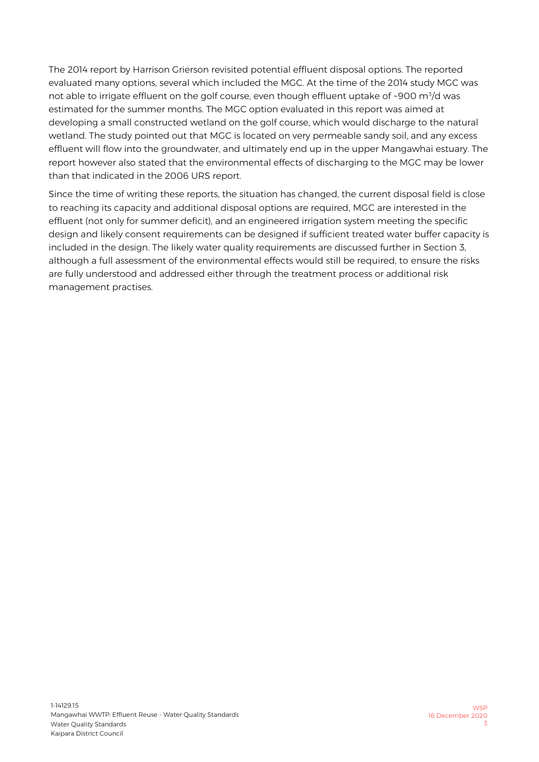The 2014 report by Harrison Grierson revisited potential effluent disposal options. The reported evaluated many options, several which included the MGC. At the time of the 2014 study MGC was not able to irrigate effluent on the golf course, even though effluent uptake of ~900 $m^3$/d was estimated for the summer months. The MGC option evaluated in this report was aimed at developing a small constructed wetland on the golf course, which would discharge to the natural wetland. The study pointed out that MGC is located on very permeable sandy soil, and any excess effluent will flow into the groundwater, and ultimately end up in the upper Mangawhai estuary. The report however also stated that the environmental effects of discharging to the MGC may be lower than that indicated in the 2006 URS report.

Since the time of writing these reports, the situation has changed, the current disposal field is close to reaching its capacity and additional disposal options are required, MGC are interested in the effluent (not only for summer deficit), and an engineered irrigation system meeting the specific design and likely consent requirements can be designed if sufficient treated water buffer capacity is included in the design. The likely water quality requirements are discussed further in Section 3, although a full assessment of the environmental effects would still be required, to ensure the risks are fully understood and addressed either through the treatment process or additional risk management practises.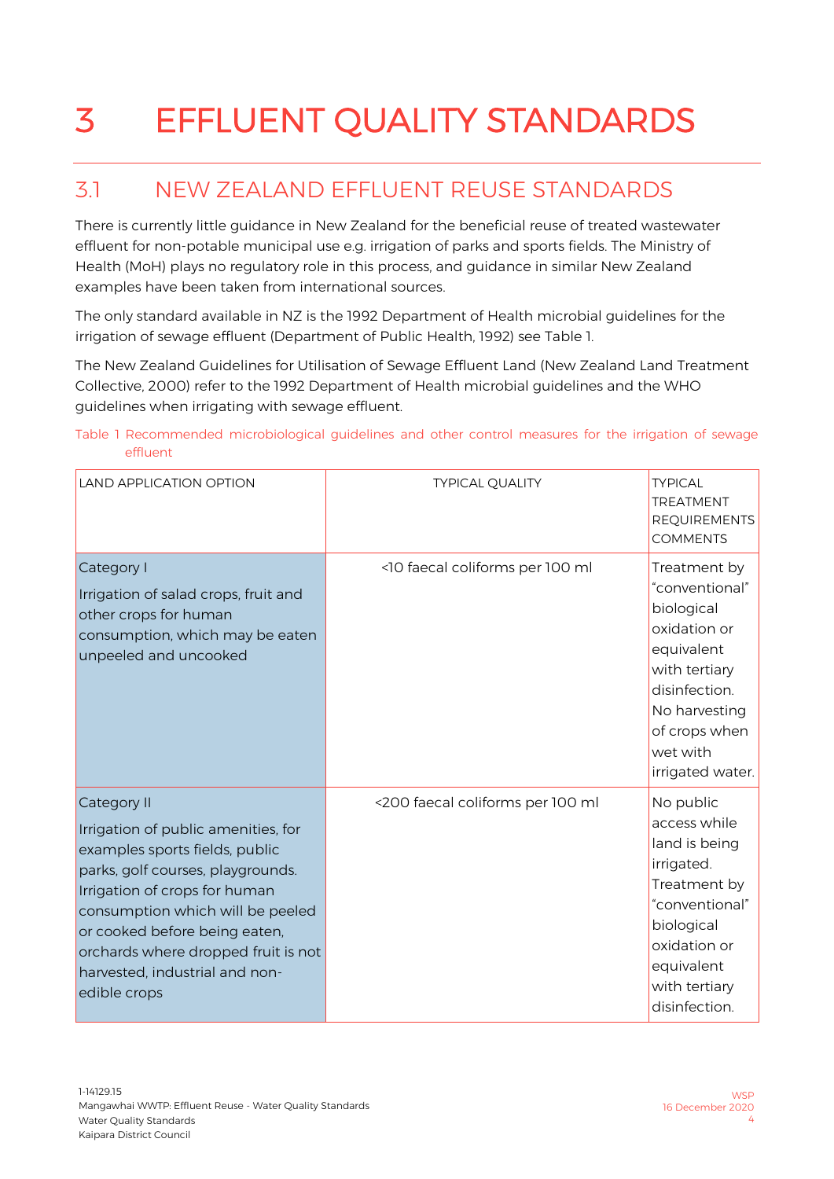# 3 EFFLUENT QUALITY STANDARDS

## 3.1 NEW ZEALAND EFFLUENT REUSE STANDARDS

There is currently little guidance in New Zealand for the beneficial reuse of treated wastewater effluent for non-potable municipal use e.g. irrigation of parks and sports fields. The Ministry of Health (MoH) plays no regulatory role in this process, and guidance in similar New Zealand examples have been taken from international sources.

The only standard available in NZ is the 1992 Department of Health microbial guidelines for the irrigation of sewage effluent (Department of Public Health, 1992) see Table 1.

The New Zealand Guidelines for Utilisation of Sewage Effluent Land (New Zealand Land Treatment Collective, 2000) refer to the 1992 Department of Health microbial guidelines and the WHO guidelines when irrigating with sewage effluent.

Table 1 Recommended microbiological guidelines and other control measures for the irrigation of sewage effluent

| LAND APPLICATION OPTION | TYPICAL QUALITY | TYPICAL TREATMENT REQUIREMENTS COMMENTS |
|---|---|---|
| Category I<br>Irrigation of salad crops, fruit and other crops for human consumption, which may be eaten unpeeled and uncooked | <10 faecal coliforms per 100 ml | Treatment by "conventional" biological oxidation or equivalent with tertiary disinfection. No harvesting of crops when wet with irrigated water. |
| Category II<br>Irrigation of public amenities, for examples sports fields, public parks, golf courses, playgrounds. Irrigation of crops for human consumption which will be peeled or cooked before being eaten, orchards where dropped fruit is not harvested, industrial and non-edible crops | <200 faecal coliforms per 100 ml | No public access while land is being irrigated. Treatment by "conventional" biological oxidation or equivalent with tertiary disinfection. |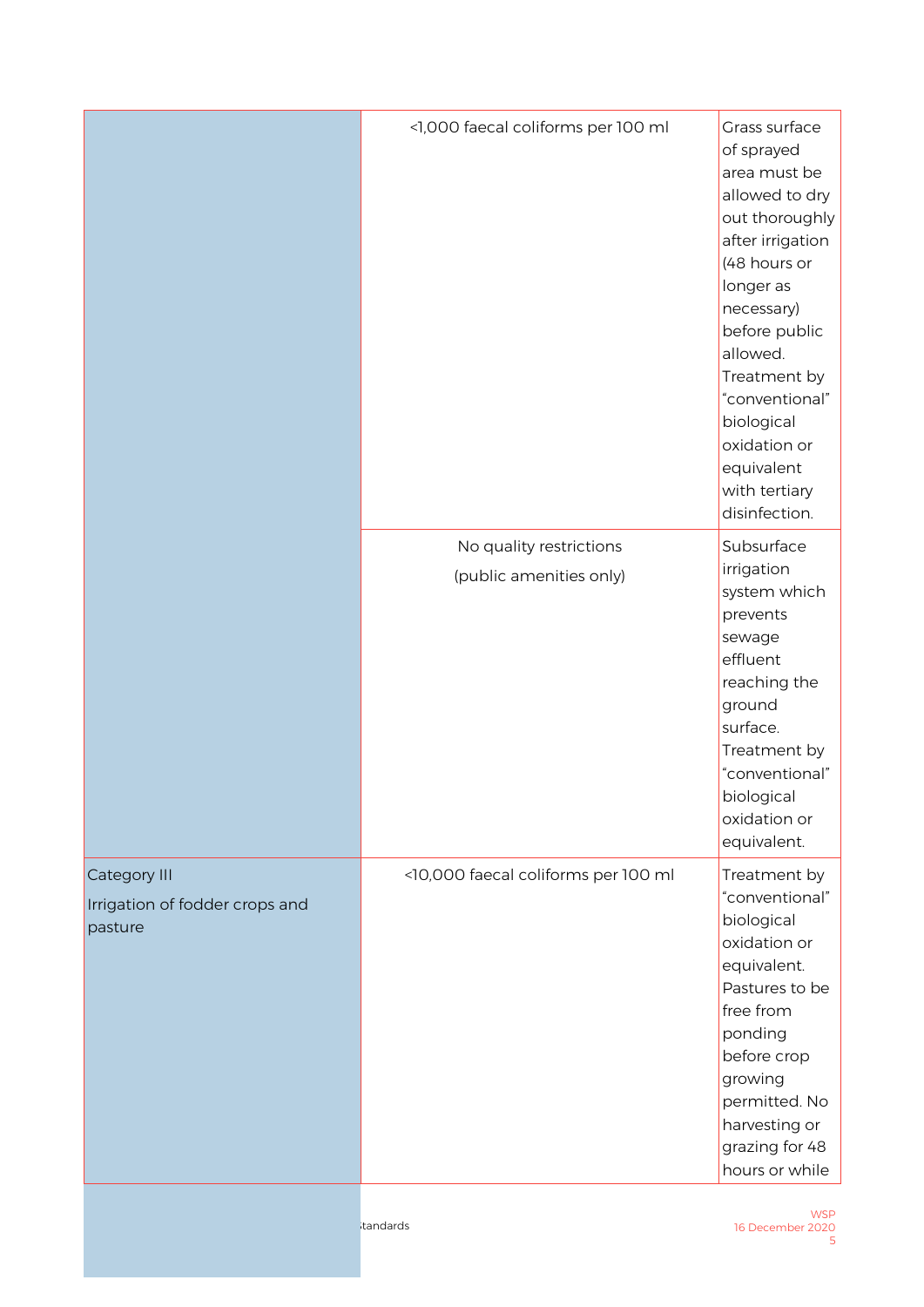| | | |
|---|---|---|
| | <1,000 faecal coliforms per 100 ml | Grass surface of sprayed area must be allowed to dry out thoroughly after irrigation (48 hours or longer as necessary) before public allowed. Treatment by "conventional" biological oxidation or equivalent with tertiary disinfection. |
| | No quality restrictions (public amenities only) | Subsurface irrigation system which prevents sewage effluent reaching the ground surface. Treatment by "conventional" biological oxidation or equivalent. |
| Category III Irrigation of fodder crops and pasture | <10,000 faecal coliforms per 100 ml | Treatment by "conventional" biological oxidation or equivalent. Pastures to be free from ponding before crop growing permitted. No harvesting or grazing for 48 hours or while |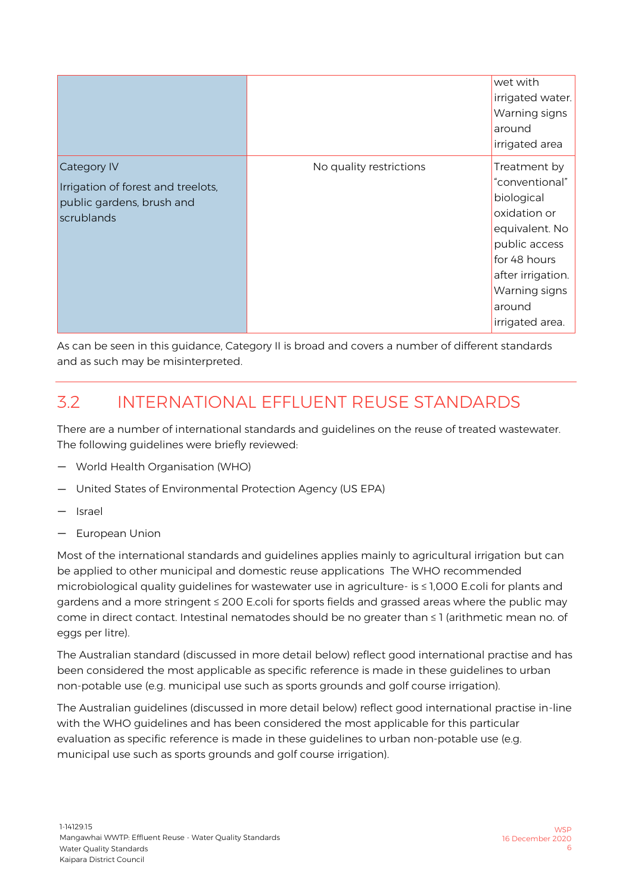| | | |
|---|---|---|
| | | wet with irrigated water. Warning signs around irrigated area |
| Category IV<br>Irrigation of forest and treelots, public gardens, brush and scrublands | No quality restrictions | Treatment by "conventional" biological oxidation or equivalent. No public access for 48 hours after irrigation. Warning signs around irrigated area. |

As can be seen in this guidance, Category II is broad and covers a number of different standards and as such may be misinterpreted.

## 3.2 INTERNATIONAL EFFLUENT REUSE STANDARDS

There are a number of international standards and guidelines on the reuse of treated wastewater. The following guidelines were briefly reviewed:

- World Health Organisation (WHO)
- United States of Environmental Protection Agency (US EPA)
- Israel
- European Union

Most of the international standards and guidelines applies mainly to agricultural irrigation but can be applied to other municipal and domestic reuse applications The WHO recommended microbiological quality guidelines for wastewater use in agriculture- is ≤ 1,000 E.coli for plants and gardens and a more stringent ≤ 200 E.coli for sports fields and grassed areas where the public may come in direct contact. Intestinal nematodes should be no greater than ≤ 1 (arithmetic mean no. of eggs per litre).

The Australian standard (discussed in more detail below) reflect good international practise and has been considered the most applicable as specific reference is made in these guidelines to urban non-potable use (e.g. municipal use such as sports grounds and golf course irrigation).

The Australian guidelines (discussed in more detail below) reflect good international practise in-line with the WHO guidelines and has been considered the most applicable for this particular evaluation as specific reference is made in these guidelines to urban non-potable use (e.g. municipal use such as sports grounds and golf course irrigation).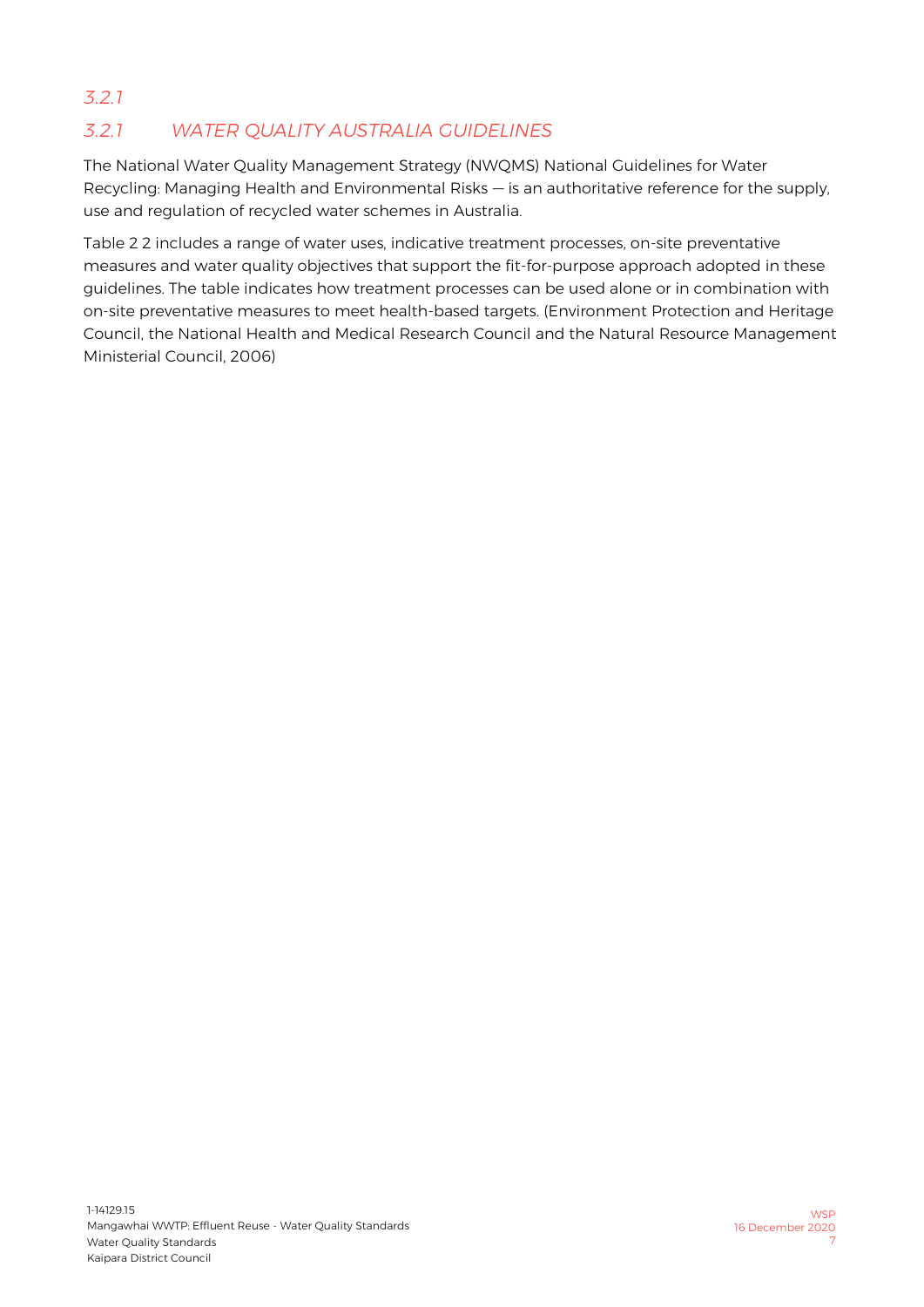### *3.2.1*

### *3.2.1 WATER QUALITY AUSTRALIA GUIDELINES*

The National Water Quality Management Strategy (NWQMS) National Guidelines for Water Recycling: Managing Health and Environmental Risks — is an authoritative reference for the supply, use and regulation of recycled water schemes in Australia.

Table 2 2 includes a range of water uses, indicative treatment processes, on-site preventative measures and water quality objectives that support the fit-for-purpose approach adopted in these guidelines. The table indicates how treatment processes can be used alone or in combination with on-site preventative measures to meet health-based targets. (Environment Protection and Heritage Council, the National Health and Medical Research Council and the Natural Resource Management Ministerial Council, 2006)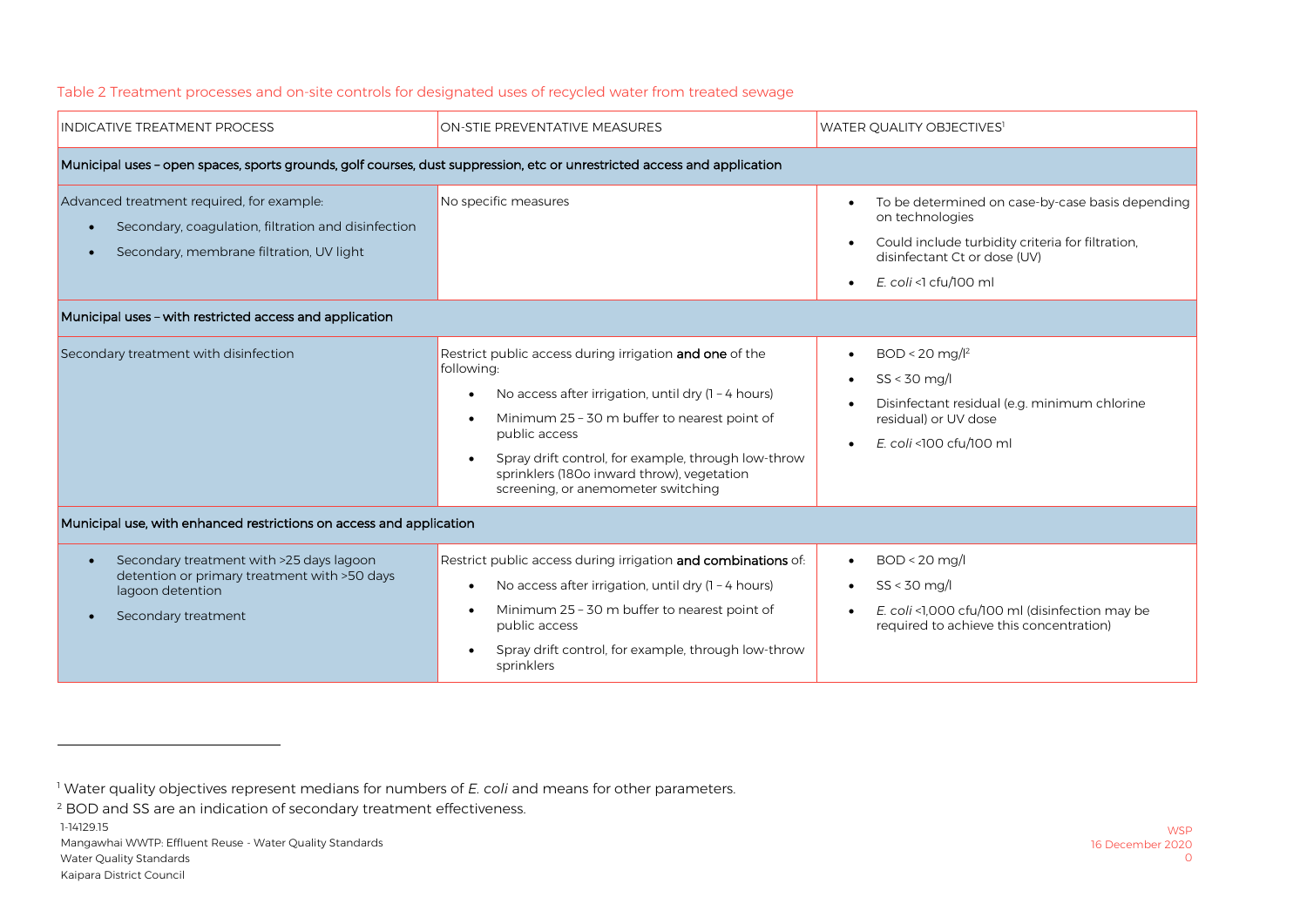Table 2 Treatment processes and on-site controls for designated uses of recycled water from treated sewage

| INDICATIVE TREATMENT PROCESS | ON-STIE PREVENTATIVE MEASURES | WATER QUALITY OBJECTIVES[1] |
|---|---|---|
| **Municipal uses – open spaces, sports grounds, golf courses, dust suppression, etc or unrestricted access and application** | | |
| Advanced treatment required, for example:<br>• Secondary, coagulation, filtration and disinfection<br>• Secondary, membrane filtration, UV light | No specific measures | • To be determined on case-by-case basis depending on technologies<br>• Could include turbidity criteria for filtration, disinfectant Ct or dose (UV)<br>• *E. coli* <1 cfu/100 ml |
| **Municipal uses – with restricted access and application** | | |
| Secondary treatment with disinfection | Restrict public access during irrigation **and one** of the following:<br>• No access after irrigation, until dry (1 – 4 hours)<br>• Minimum 25 – 30 m buffer to nearest point of public access<br>• Spray drift control, for example, through low-throw sprinklers (180o inward throw), vegetation screening, or anemometer switching | • BOD < 20 mg/l[2]<br>• SS < 30 mg/l<br>• Disinfectant residual (e.g. minimum chlorine residual) or UV dose<br>• *E. coli* <100 cfu/100 ml |
| **Municipal use, with enhanced restrictions on access and application** | | |
| • Secondary treatment with >25 days lagoon detention or primary treatment with >50 days lagoon detention<br>• Secondary treatment | Restrict public access during irrigation **and combinations** of:<br>• No access after irrigation, until dry (1 – 4 hours)<br>• Minimum 25 – 30 m buffer to nearest point of public access<br>• Spray drift control, for example, through low-throw sprinklers | • BOD < 20 mg/l<br>• SS < 30 mg/l<br>• *E. coli* <1,000 cfu/100 ml (disinfection may be required to achieve this concentration) |

[1] Water quality objectives represent medians for numbers of *E. coli* and means for other parameters.

[2] BOD and SS are an indication of secondary treatment effectiveness.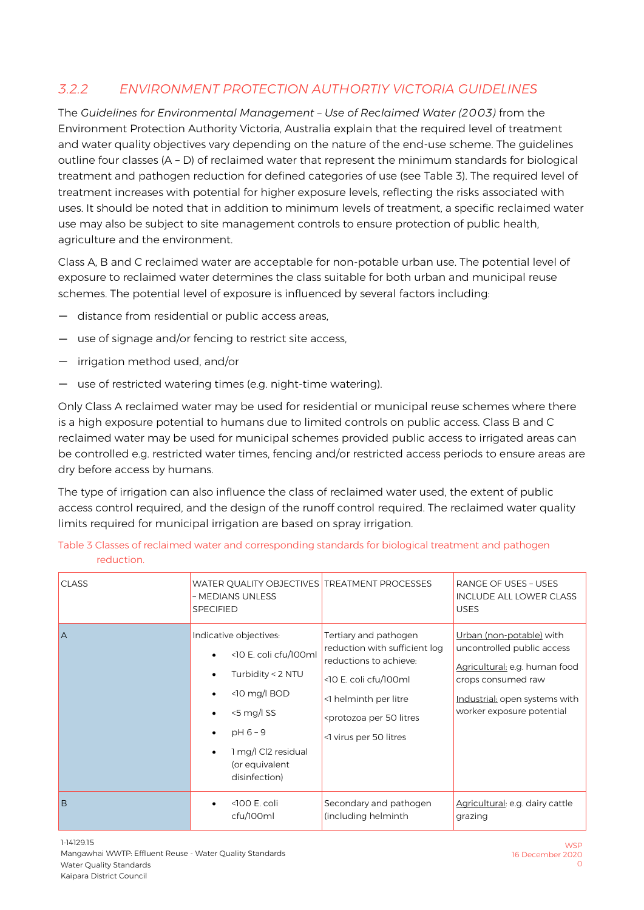### *3.2.2 ENVIRONMENT PROTECTION AUTHORTIY VICTORIA GUIDELINES*

The *Guidelines for Environmental Management – Use of Reclaimed Water (2003)* from the Environment Protection Authority Victoria, Australia explain that the required level of treatment and water quality objectives vary depending on the nature of the end-use scheme. The guidelines outline four classes (A – D) of reclaimed water that represent the minimum standards for biological treatment and pathogen reduction for defined categories of use (see Table 3). The required level of treatment increases with potential for higher exposure levels, reflecting the risks associated with uses. It should be noted that in addition to minimum levels of treatment, a specific reclaimed water use may also be subject to site management controls to ensure protection of public health, agriculture and the environment.

Class A, B and C reclaimed water are acceptable for non-potable urban use. The potential level of exposure to reclaimed water determines the class suitable for both urban and municipal reuse schemes. The potential level of exposure is influenced by several factors including:

- distance from residential or public access areas,
- use of signage and/or fencing to restrict site access,
- irrigation method used, and/or
- use of restricted watering times (e.g. night-time watering).

Only Class A reclaimed water may be used for residential or municipal reuse schemes where there is a high exposure potential to humans due to limited controls on public access. Class B and C reclaimed water may be used for municipal schemes provided public access to irrigated areas can be controlled e.g. restricted water times, fencing and/or restricted access periods to ensure areas are dry before access by humans.

The type of irrigation can also influence the class of reclaimed water used, the extent of public access control required, and the design of the runoff control required. The reclaimed water quality limits required for municipal irrigation are based on spray irrigation.

Table 3 Classes of reclaimed water and corresponding standards for biological treatment and pathogen reduction.

| CLASS | WATER QUALITY OBJECTIVES – MEDIANS UNLESS SPECIFIED | TREATMENT PROCESSES | RANGE OF USES – USES INCLUDE ALL LOWER CLASS USES |
|---|---|---|---|
| A | Indicative objectives:<br>• <10 E. coli cfu/100ml<br>• Turbidity < 2 NTU<br>• <10 mg/l BOD<br>• <5 mg/l SS<br>• pH 6 – 9<br>• 1 mg/l $Cl_2$ residual (or equivalent disinfection) | Tertiary and pathogen reduction with sufficient log reductions to achieve:<br><10 E. coli cfu/100ml<br><1 helminth per litre<br><protozoa per 50 litres<br><1 virus per 50 litres | Urban (non-potable) with uncontrolled public access<br>Agricultural: e.g. human food crops consumed raw<br>Industrial: open systems with worker exposure potential |
| B | • <100 E. coli cfu/100ml | Secondary and pathogen (including helminth | Agricultural: e.g. dairy cattle grazing |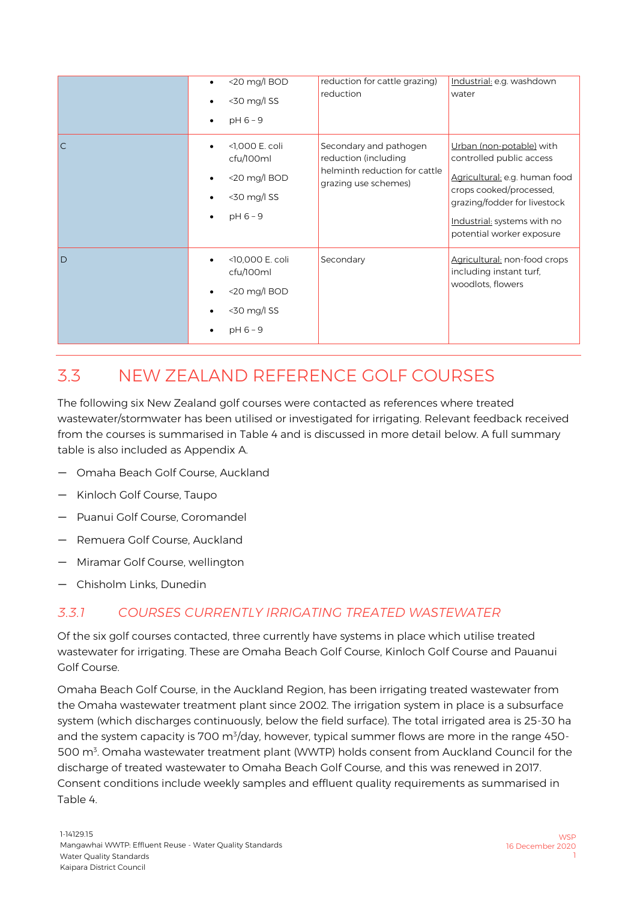| | | | |
|---|---|---|---|
| | • <20 mg/l BOD<br>• <30 mg/l SS<br>• pH 6 – 9 | reduction for cattle grazing) reduction | Industrial: e.g. washdown water |
| C | • <1,000 E. coli cfu/100ml<br>• <20 mg/l BOD<br>• <30 mg/l SS<br>• pH 6 – 9 | Secondary and pathogen reduction (including helminth reduction for cattle grazing use schemes) | Urban (non-potable) with controlled public access<br>Agricultural: e.g. human food crops cooked/processed, grazing/fodder for livestock<br>Industrial: systems with no potential worker exposure |
| D | • <10,000 E. coli cfu/100ml<br>• <20 mg/l BOD<br>• <30 mg/l SS<br>• pH 6 – 9 | Secondary | Agricultural: non-food crops including instant turf, woodlots, flowers |

## 3.3 NEW ZEALAND REFERENCE GOLF COURSES

The following six New Zealand golf courses were contacted as references where treated wastewater/stormwater has been utilised or investigated for irrigating. Relevant feedback received from the courses is summarised in Table 4 and is discussed in more detail below. A full summary table is also included as Appendix A.

- Omaha Beach Golf Course, Auckland
- Kinloch Golf Course, Taupo
- Puanui Golf Course, Coromandel
- Remuera Golf Course, Auckland
- Miramar Golf Course, wellington
- Chisholm Links, Dunedin

### *3.3.1 COURSES CURRENTLY IRRIGATING TREATED WASTEWATER*

Of the six golf courses contacted, three currently have systems in place which utilise treated wastewater for irrigating. These are Omaha Beach Golf Course, Kinloch Golf Course and Pauanui Golf Course.

Omaha Beach Golf Course, in the Auckland Region, has been irrigating treated wastewater from the Omaha wastewater treatment plant since 2002. The irrigation system in place is a subsurface system (which discharges continuously, below the field surface). The total irrigated area is 25-30 ha and the system capacity is 700 $m^3$/day, however, typical summer flows are more in the range 450-500 $m^3$. Omaha wastewater treatment plant (WWTP) holds consent from Auckland Council for the discharge of treated wastewater to Omaha Beach Golf Course, and this was renewed in 2017. Consent conditions include weekly samples and effluent quality requirements as summarised in Table 4.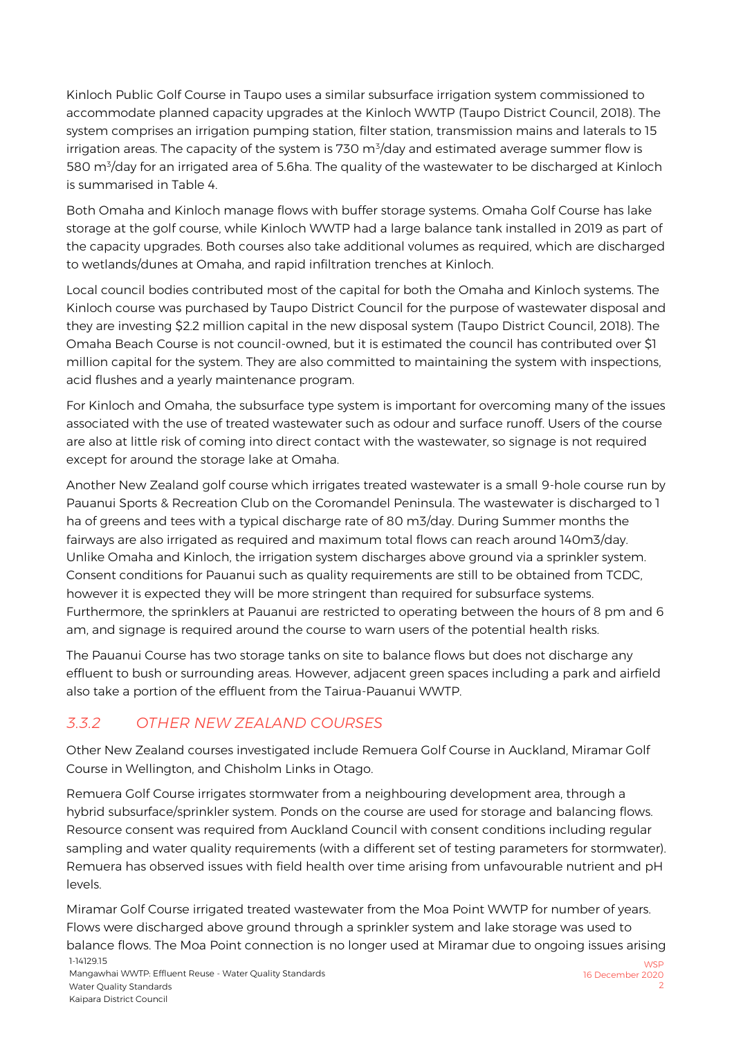Kinloch Public Golf Course in Taupo uses a similar subsurface irrigation system commissioned to accommodate planned capacity upgrades at the Kinloch WWTP (Taupo District Council, 2018). The system comprises an irrigation pumping station, filter station, transmission mains and laterals to 15 irrigation areas. The capacity of the system is 730 $m^3$/day and estimated average summer flow is 580 $m^3$/day for an irrigated area of 5.6ha. The quality of the wastewater to be discharged at Kinloch is summarised in Table 4.

Both Omaha and Kinloch manage flows with buffer storage systems. Omaha Golf Course has lake storage at the golf course, while Kinloch WWTP had a large balance tank installed in 2019 as part of the capacity upgrades. Both courses also take additional volumes as required, which are discharged to wetlands/dunes at Omaha, and rapid infiltration trenches at Kinloch.

Local council bodies contributed most of the capital for both the Omaha and Kinloch systems. The Kinloch course was purchased by Taupo District Council for the purpose of wastewater disposal and they are investing $2.2 million capital in the new disposal system (Taupo District Council, 2018). The Omaha Beach Course is not council-owned, but it is estimated the council has contributed over $1 million capital for the system. They are also committed to maintaining the system with inspections, acid flushes and a yearly maintenance program.

For Kinloch and Omaha, the subsurface type system is important for overcoming many of the issues associated with the use of treated wastewater such as odour and surface runoff. Users of the course are also at little risk of coming into direct contact with the wastewater, so signage is not required except for around the storage lake at Omaha.

Another New Zealand golf course which irrigates treated wastewater is a small 9-hole course run by Pauanui Sports & Recreation Club on the Coromandel Peninsula. The wastewater is discharged to 1 ha of greens and tees with a typical discharge rate of 80 m3/day. During Summer months the fairways are also irrigated as required and maximum total flows can reach around 140m3/day. Unlike Omaha and Kinloch, the irrigation system discharges above ground via a sprinkler system. Consent conditions for Pauanui such as quality requirements are still to be obtained from TCDC, however it is expected they will be more stringent than required for subsurface systems. Furthermore, the sprinklers at Pauanui are restricted to operating between the hours of 8 pm and 6 am, and signage is required around the course to warn users of the potential health risks.

The Pauanui Course has two storage tanks on site to balance flows but does not discharge any effluent to bush or surrounding areas. However, adjacent green spaces including a park and airfield also take a portion of the effluent from the Tairua-Pauanui WWTP.

### *3.3.2 OTHER NEW ZEALAND COURSES*

Other New Zealand courses investigated include Remuera Golf Course in Auckland, Miramar Golf Course in Wellington, and Chisholm Links in Otago.

Remuera Golf Course irrigates stormwater from a neighbouring development area, through a hybrid subsurface/sprinkler system. Ponds on the course are used for storage and balancing flows. Resource consent was required from Auckland Council with consent conditions including regular sampling and water quality requirements (with a different set of testing parameters for stormwater). Remuera has observed issues with field health over time arising from unfavourable nutrient and pH levels.

Miramar Golf Course irrigated treated wastewater from the Moa Point WWTP for number of years. Flows were discharged above ground through a sprinkler system and lake storage was used to balance flows. The Moa Point connection is no longer used at Miramar due to ongoing issues arising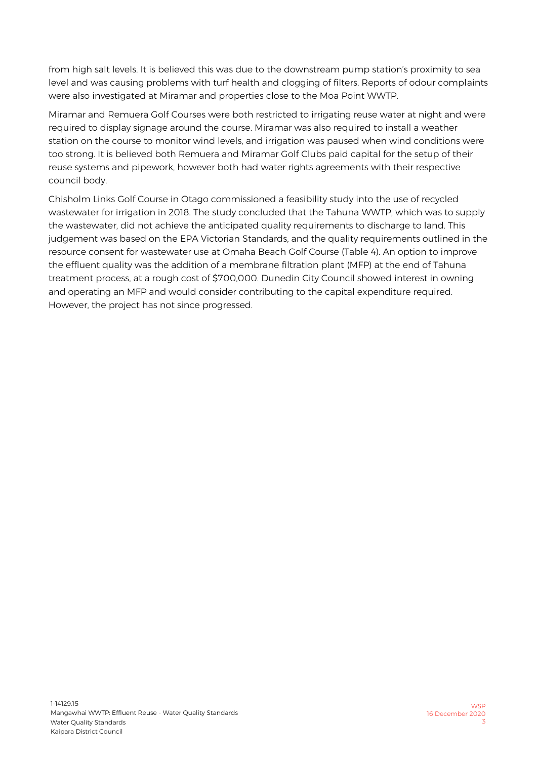from high salt levels. It is believed this was due to the downstream pump station's proximity to sea level and was causing problems with turf health and clogging of filters. Reports of odour complaints were also investigated at Miramar and properties close to the Moa Point WWTP.

Miramar and Remuera Golf Courses were both restricted to irrigating reuse water at night and were required to display signage around the course. Miramar was also required to install a weather station on the course to monitor wind levels, and irrigation was paused when wind conditions were too strong. It is believed both Remuera and Miramar Golf Clubs paid capital for the setup of their reuse systems and pipework, however both had water rights agreements with their respective council body.

Chisholm Links Golf Course in Otago commissioned a feasibility study into the use of recycled wastewater for irrigation in 2018. The study concluded that the Tahuna WWTP, which was to supply the wastewater, did not achieve the anticipated quality requirements to discharge to land. This judgement was based on the EPA Victorian Standards, and the quality requirements outlined in the resource consent for wastewater use at Omaha Beach Golf Course (Table 4). An option to improve the effluent quality was the addition of a membrane filtration plant (MFP) at the end of Tahuna treatment process, at a rough cost of $700,000. Dunedin City Council showed interest in owning and operating an MFP and would consider contributing to the capital expenditure required. However, the project has not since progressed.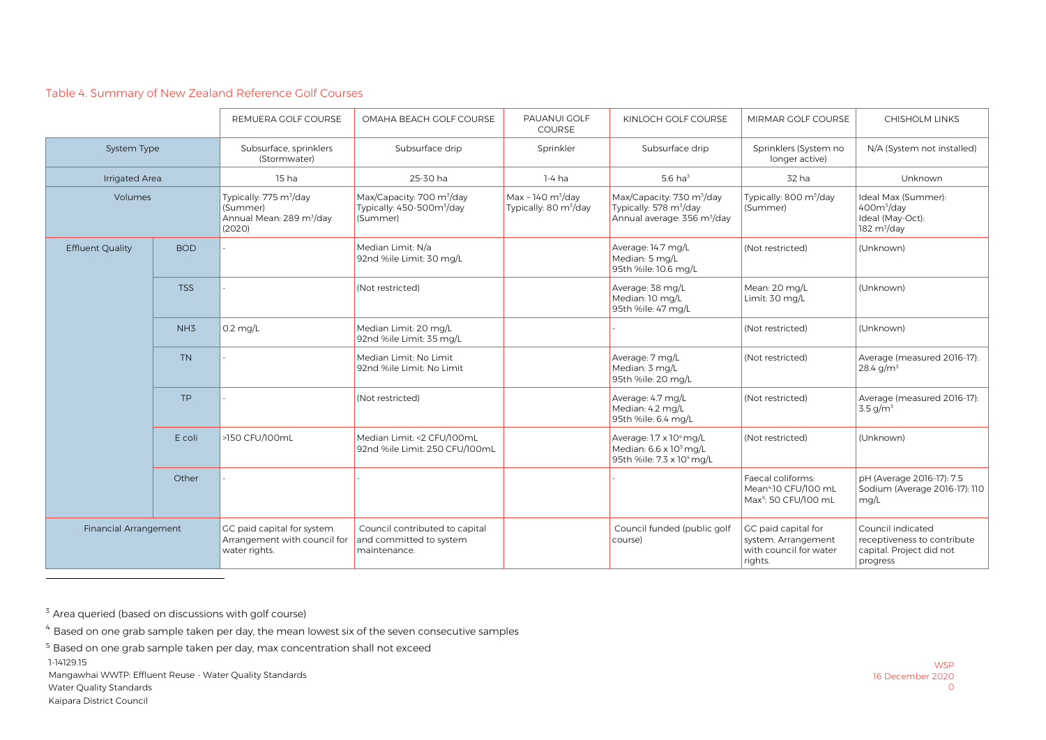Table 4. Summary of New Zealand Reference Golf Courses

| | | REMUERA GOLF COURSE | OMAHA BEACH GOLF COURSE | PAUANUI GOLF COURSE | KINLOCH GOLF COURSE | MIRMAR GOLF COURSE | CHISHOLM LINKS |
|---|---|---|---|---|---|---|---|
| System Type | | Subsurface, sprinklers (Stormwater) | Subsurface drip | Sprinkler | Subsurface drip | Sprinklers (System no longer active) | N/A (System not installed) |
| Irrigated Area | | 15 ha | 25-30 ha | 1-4 ha | 5.6 ha[3] | 32 ha | Unknown |
| Volumes | | Typically: 775 $m^3$/day (Summer) Annual Mean: 289 $m^3$/day (2020) | Max/Capacity: 700 $m^3$/day Typically: 450-500$m^3$/day (Summer) | Max ~ 140 $m^3$/day Typically: 80 $m^3$/day | Max/Capacity: 730 $m^3$/day Typically: 578 $m^3$/day Annual average: 356 $m^3$/day | Typically: 800 $m^3$/day (Summer) | Ideal Max (Summer): 400$m^3$/day Ideal (May-Oct): 182 $m^3$/day |
| Effluent Quality | BOD | - | Median Limit: N/a 92nd %ile Limit: 30 mg/L | | Average: 14.7 mg/L Median: 5 mg/L 95th %ile: 10.6 mg/L | (Not restricted) | (Unknown) |
| | TSS | - | (Not restricted) | | Average: 38 mg/L Median: 10 mg/L 95th %ile: 47 mg/L | Mean: 20 mg/L Limit: 30 mg/L | (Unknown) |
| | $NH_3$ | 0.2 mg/L | Median Limit: 20 mg/L 92nd %ile Limit: 35 mg/L | | - | (Not restricted) | (Unknown) |
| | TN | - | Median Limit: No Limit 92nd %ile Limit: No Limit | | Average: 7 mg/L Median: 3 mg/L 95th %ile: 20 mg/L | (Not restricted) | Average (measured 2016-17): 28.4 $g/m^3$ |
| | TP | - | (Not restricted) | | Average: 4.7 mg/L Median: 4.2 mg/L 95th %ile: 6.4 mg/L | (Not restricted) | Average (measured 2016-17): 3.5 $g/m^3$ |
| | E coli | >150 CFU/100mL | Median Limit: <2 CFU/100mL 92nd %ile Limit: 250 CFU/100mL | | Average: $1.7 \times 10^4$ mg/L Median: $6.6 \times 10^3$ mg/L 95th %ile: $7.3 \times 10^4$ mg/L | (Not restricted) | (Unknown) |
| | Other | - | - | | - | Faecal coliforms: Mean[4]:10 CFU/100 mL Max[5]: 50 CFU/100 mL | pH (Average 2016-17): 7.5 Sodium (Average 2016-17): 110 mg/L |
| Financial Arrangement | | GC paid capital for system. Arrangement with council for water rights. | Council contributed to capital and committed to system maintenance. | | Council funded (public golf course) | GC paid capital for system. Arrangement with council for water rights. | Council indicated receptiveness to contribute capital. Project did not progress |

[3] Area queried (based on discussions with golf course)

[4] Based on one grab sample taken per day, the mean lowest six of the seven consecutive samples

[5] Based on one grab sample taken per day, max concentration shall not exceed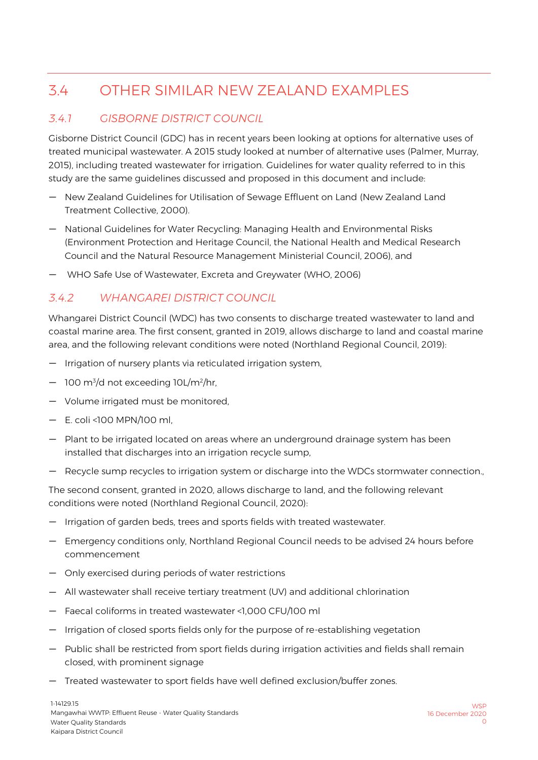## 3.4 OTHER SIMILAR NEW ZEALAND EXAMPLES

### *3.4.1 GISBORNE DISTRICT COUNCIL*

Gisborne District Council (GDC) has in recent years been looking at options for alternative uses of treated municipal wastewater. A 2015 study looked at number of alternative uses (Palmer, Murray, 2015), including treated wastewater for irrigation. Guidelines for water quality referred to in this study are the same guidelines discussed and proposed in this document and include:

- New Zealand Guidelines for Utilisation of Sewage Effluent on Land (New Zealand Land Treatment Collective, 2000).
- National Guidelines for Water Recycling: Managing Health and Environmental Risks (Environment Protection and Heritage Council, the National Health and Medical Research Council and the Natural Resource Management Ministerial Council, 2006), and
- WHO Safe Use of Wastewater, Excreta and Greywater (WHO, 2006)

### *3.4.2 WHANGAREI DISTRICT COUNCIL*

Whangarei District Council (WDC) has two consents to discharge treated wastewater to land and coastal marine area. The first consent, granted in 2019, allows discharge to land and coastal marine area, and the following relevant conditions were noted (Northland Regional Council, 2019):

- Irrigation of nursery plants via reticulated irrigation system,
- 100 $m^3/d$ not exceeding 10L/$m^2$/hr,
- Volume irrigated must be monitored,
- E. coli <100 MPN/100 ml,
- Plant to be irrigated located on areas where an underground drainage system has been installed that discharges into an irrigation recycle sump,
- Recycle sump recycles to irrigation system or discharge into the WDCs stormwater connection.,

The second consent, granted in 2020, allows discharge to land, and the following relevant conditions were noted (Northland Regional Council, 2020):

- Irrigation of garden beds, trees and sports fields with treated wastewater.
- Emergency conditions only, Northland Regional Council needs to be advised 24 hours before commencement
- Only exercised during periods of water restrictions
- All wastewater shall receive tertiary treatment (UV) and additional chlorination
- Faecal coliforms in treated wastewater <1,000 CFU/100 ml
- Irrigation of closed sports fields only for the purpose of re-establishing vegetation
- Public shall be restricted from sport fields during irrigation activities and fields shall remain closed, with prominent signage
- Treated wastewater to sport fields have well defined exclusion/buffer zones.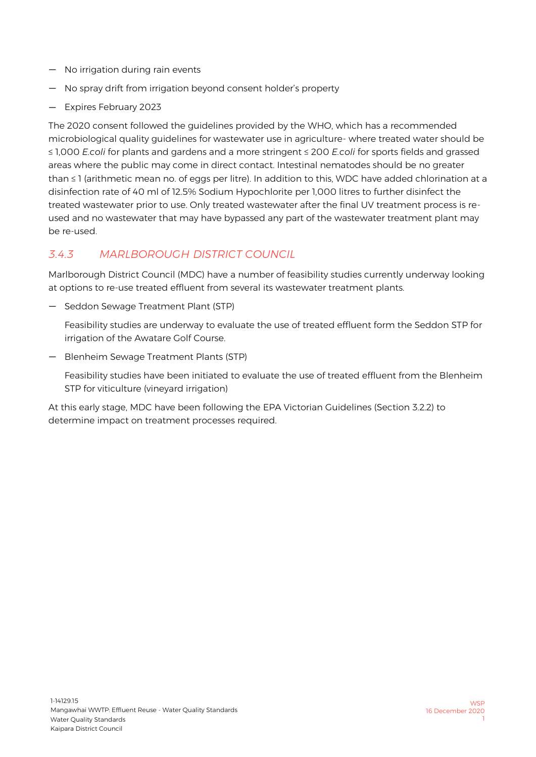- No irrigation during rain events
- No spray drift from irrigation beyond consent holder's property
- Expires February 2023

The 2020 consent followed the guidelines provided by the WHO, which has a recommended microbiological quality guidelines for wastewater use in agriculture- where treated water should be ≤ 1,000 *E.coli* for plants and gardens and a more stringent ≤ 200 *E.coli* for sports fields and grassed areas where the public may come in direct contact. Intestinal nematodes should be no greater than ≤ 1 (arithmetic mean no. of eggs per litre). In addition to this, WDC have added chlorination at a disinfection rate of 40 ml of 12.5% Sodium Hypochlorite per 1,000 litres to further disinfect the treated wastewater prior to use. Only treated wastewater after the final UV treatment process is re-used and no wastewater that may have bypassed any part of the wastewater treatment plant may be re-used.

### *3.4.3 MARLBOROUGH DISTRICT COUNCIL*

Marlborough District Council (MDC) have a number of feasibility studies currently underway looking at options to re-use treated effluent from several its wastewater treatment plants.

- Seddon Sewage Treatment Plant (STP)

  Feasibility studies are underway to evaluate the use of treated effluent form the Seddon STP for irrigation of the Awatare Golf Course.

- Blenheim Sewage Treatment Plants (STP)

  Feasibility studies have been initiated to evaluate the use of treated effluent from the Blenheim STP for viticulture (vineyard irrigation)

At this early stage, MDC have been following the EPA Victorian Guidelines (Section 3.2.2) to determine impact on treatment processes required.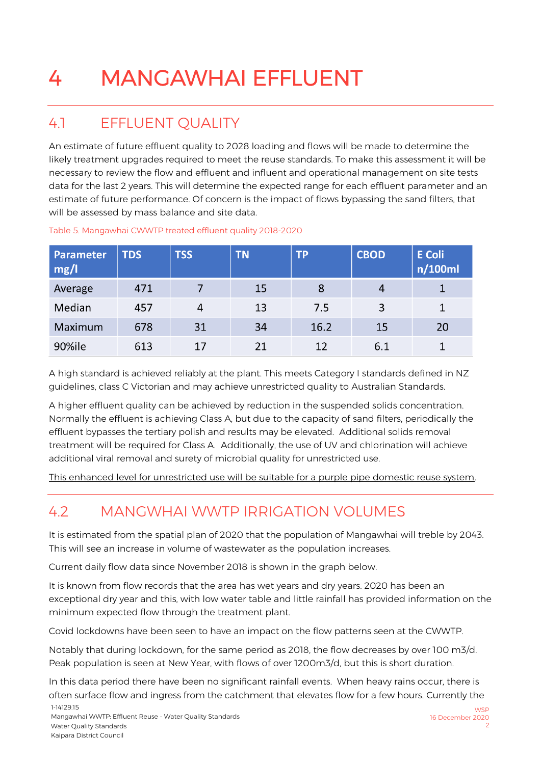# 4 MANGAWHAI EFFLUENT

## 4.1 EFFLUENT QUALITY

An estimate of future effluent quality to 2028 loading and flows will be made to determine the likely treatment upgrades required to meet the reuse standards. To make this assessment it will be necessary to review the flow and effluent and influent and operational management on site tests data for the last 2 years. This will determine the expected range for each effluent parameter and an estimate of future performance. Of concern is the impact of flows bypassing the sand filters, that will be assessed by mass balance and site data.

Table 5. Mangawhai CWWTP treated effluent quality 2018-2020

| Parameter mg/l | TDS | TSS | TN | TP | CBOD | E Coli n/100ml |
|---|---|---|---|---|---|---|
| Average | 471 | 7 | 15 | 8 | 4 | 1 |
| Median | 457 | 4 | 13 | 7.5 | 3 | 1 |
| Maximum | 678 | 31 | 34 | 16.2 | 15 | 20 |
| 90%ile | 613 | 17 | 21 | 12 | 6.1 | 1 |

A high standard is achieved reliably at the plant. This meets Category I standards defined in NZ guidelines, class C Victorian and may achieve unrestricted quality to Australian Standards.

A higher effluent quality can be achieved by reduction in the suspended solids concentration. Normally the effluent is achieving Class A, but due to the capacity of sand filters, periodically the effluent bypasses the tertiary polish and results may be elevated. Additional solids removal treatment will be required for Class A. Additionally, the use of UV and chlorination will achieve additional viral removal and surety of microbial quality for unrestricted use.

<u>This enhanced level for unrestricted use will be suitable for a purple pipe domestic reuse system</u>.

## 4.2 MANGWHAI WWTP IRRIGATION VOLUMES

It is estimated from the spatial plan of 2020 that the population of Mangawhai will treble by 2043. This will see an increase in volume of wastewater as the population increases.

Current daily flow data since November 2018 is shown in the graph below.

It is known from flow records that the area has wet years and dry years. 2020 has been an exceptional dry year and this, with low water table and little rainfall has provided information on the minimum expected flow through the treatment plant.

Covid lockdowns have been seen to have an impact on the flow patterns seen at the CWWTP.

Notably that during lockdown, for the same period as 2018, the flow decreases by over 100 m3/d. Peak population is seen at New Year, with flows of over 1200m3/d, but this is short duration.

In this data period there have been no significant rainfall events. When heavy rains occur, there is often surface flow and ingress from the catchment that elevates flow for a few hours. Currently the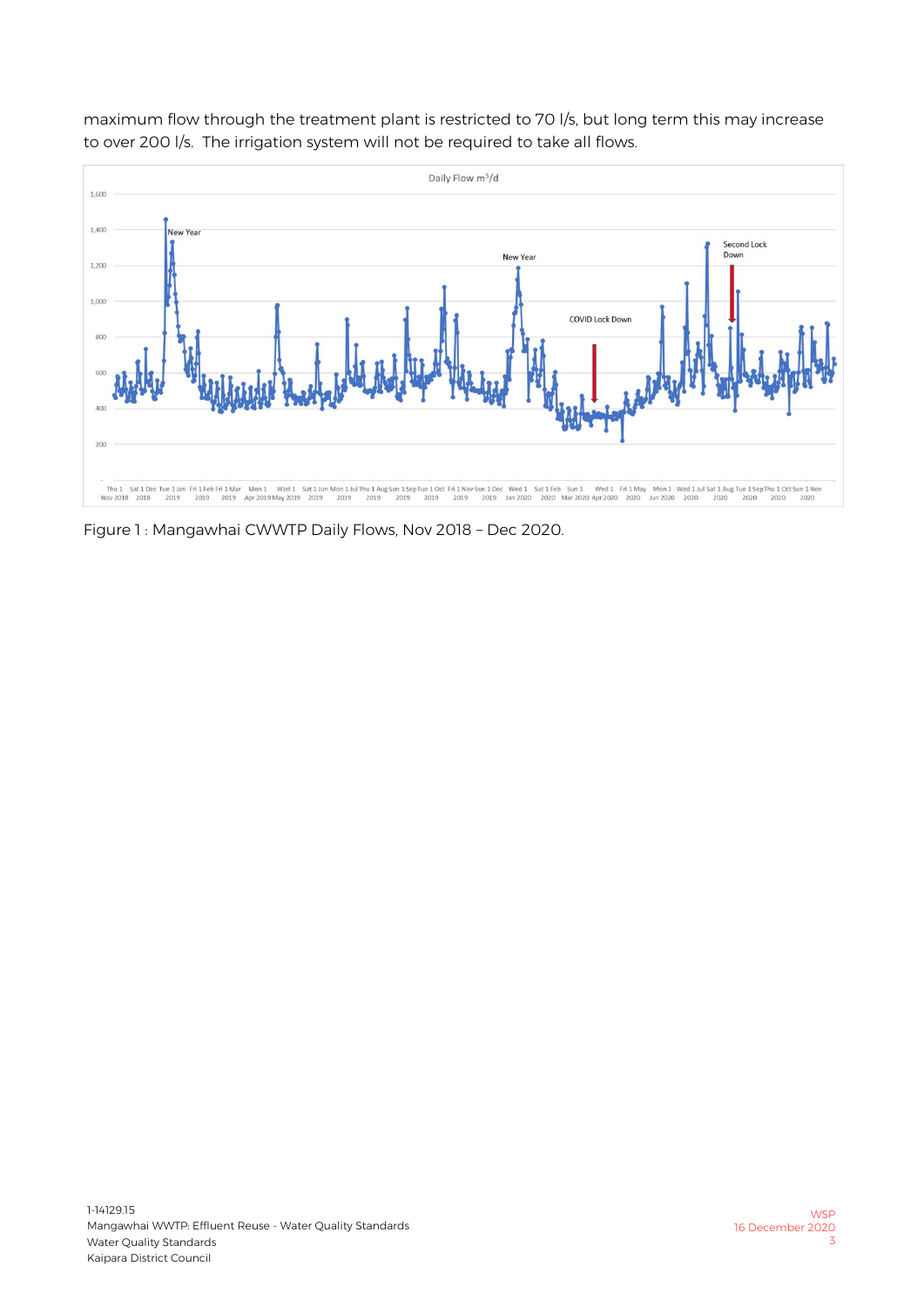maximum flow through the treatment plant is restricted to 70 l/s, but long term this may increase to over 200 l/s. The irrigation system will not be required to take all flows.

Figure 1 : Mangawhai CWWTP Daily Flows, Nov 2018 – Dec 2020.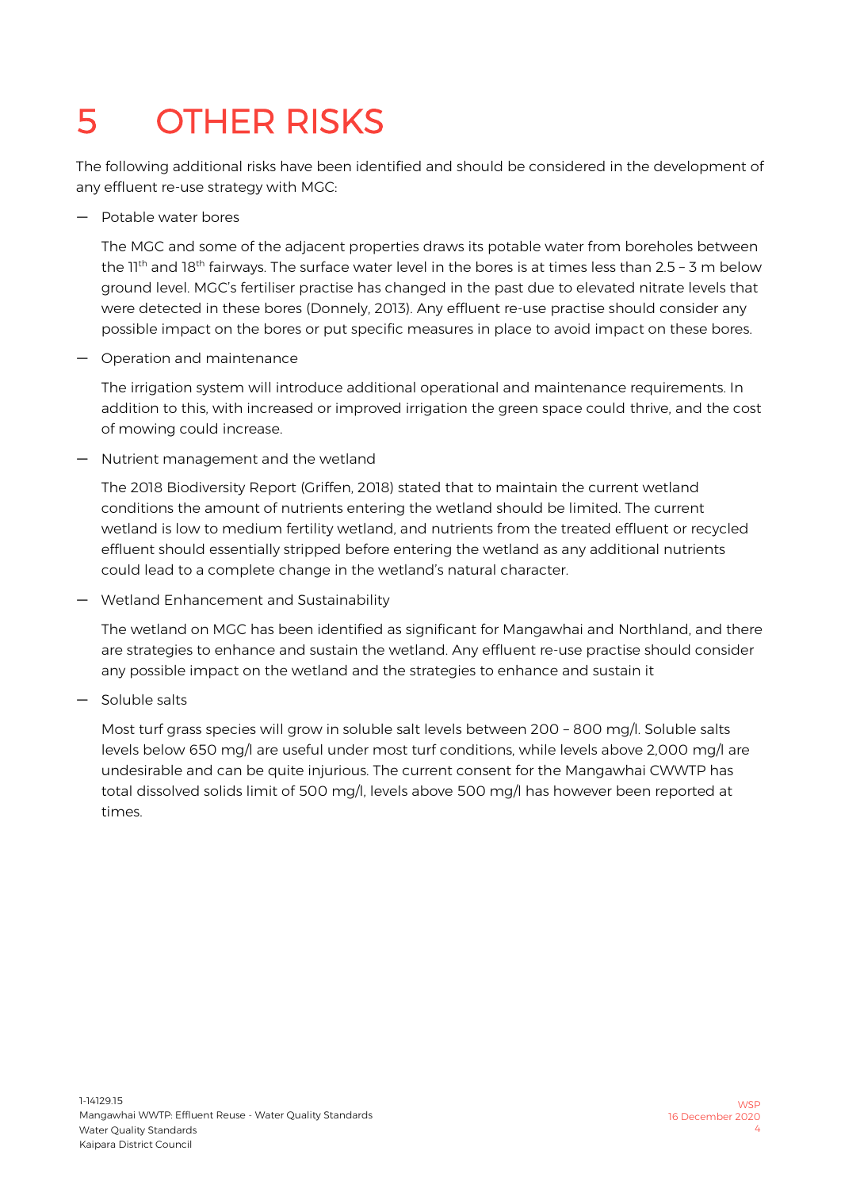# 5 OTHER RISKS

The following additional risks have been identified and should be considered in the development of any effluent re-use strategy with MGC:

- Potable water bores

  The MGC and some of the adjacent properties draws its potable water from boreholes between the 11th and 18th fairways. The surface water level in the bores is at times less than 2.5 – 3 m below ground level. MGC's fertiliser practise has changed in the past due to elevated nitrate levels that were detected in these bores (Donnely, 2013). Any effluent re-use practise should consider any possible impact on the bores or put specific measures in place to avoid impact on these bores.

- Operation and maintenance

  The irrigation system will introduce additional operational and maintenance requirements. In addition to this, with increased or improved irrigation the green space could thrive, and the cost of mowing could increase.

- Nutrient management and the wetland

  The 2018 Biodiversity Report (Griffen, 2018) stated that to maintain the current wetland conditions the amount of nutrients entering the wetland should be limited. The current wetland is low to medium fertility wetland, and nutrients from the treated effluent or recycled effluent should essentially stripped before entering the wetland as any additional nutrients could lead to a complete change in the wetland's natural character.

- Wetland Enhancement and Sustainability

  The wetland on MGC has been identified as significant for Mangawhai and Northland, and there are strategies to enhance and sustain the wetland. Any effluent re-use practise should consider any possible impact on the wetland and the strategies to enhance and sustain it

- Soluble salts

  Most turf grass species will grow in soluble salt levels between 200 – 800 mg/l. Soluble salts levels below 650 mg/l are useful under most turf conditions, while levels above 2,000 mg/l are undesirable and can be quite injurious. The current consent for the Mangawhai CWWTP has total dissolved solids limit of 500 mg/l, levels above 500 mg/l has however been reported at times.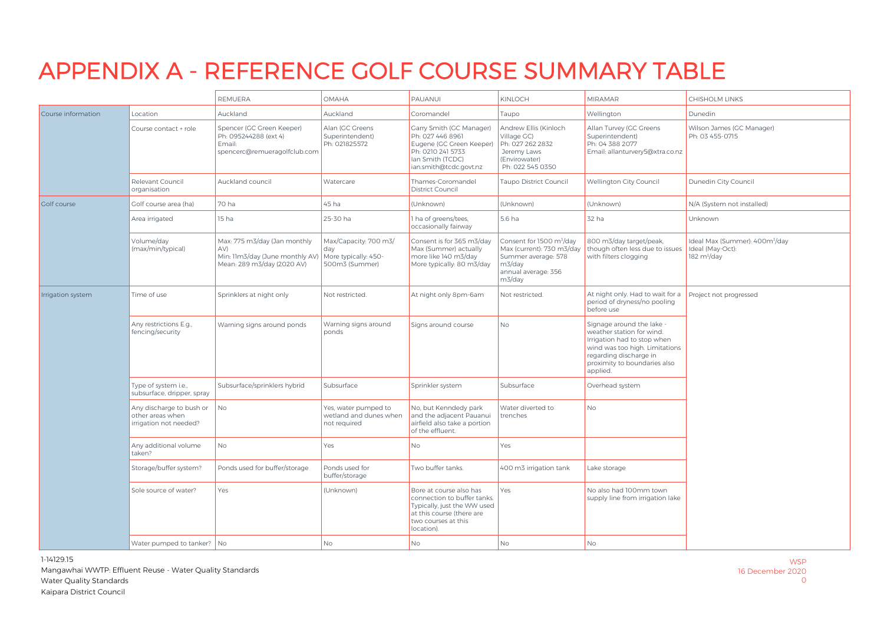# APPENDIX A - REFERENCE GOLF COURSE SUMMARY TABLE

| | | REMUERA | OMAHA | PAUANUI | KINLOCH | MIRAMAR | CHISHOLM LINKS |
|---|---|---|---|---|---|---|---|
| Course information | Location | Auckland | Auckland | Coromandel | Taupo | Wellington | Dunedin |
| | Course contact + role | Spencer (GC Green Keeper) Ph: 095244288 (ext 4) Email: spencerc@remueragolfclub.com | Alan (GC Greens Superintendent) Ph: 021825572 | Garry Smith (GC Manager) Ph: 027 446 8961 Eugene (GC Green Keeper) Ph: 0210 241 5733 Ian Smith (TCDC) ian.smith@tcdc.govt.nz | Andrew Ellis (Kinloch Village GC) Ph: 027 262 2832 Jeremy Laws (Envirowater) Ph: 022 545 0350 | Allan Turvey (GC Greens Superintendent) Ph: 04 388 2077 Email: allanturvery5@xtra.co.nz | Wilson James (GC Manager) Ph: 03 455-0715 |
| | Relevant Council organisation | Auckland council | Watercare | Thames-Coromandel District Council | Taupo District Council | Wellington City Council | Dunedin City Council |
| Golf course | Golf course area (ha) | 70 ha | 45 ha | (Unknown) | (Unknown) | (Unknown) | N/A (System not installed) |
| | Area irrigated | 15 ha | 25-30 ha | 1 ha of greens/tees, occasionally fairway | 5.6 ha | 32 ha | Unknown |
| | Volume/day (max/min/typical) | Max: 775 m3/day (Jan monthly AV) Min: 11m3/day (June monthly AV) Mean: 289 m3/day (2020 AV) | Max/Capacity: 700 m3/day More typically: 450-500m3 (Summer) | Consent is for 365 m3/day Max (Summer) actually more like 140 m3/day More typically: 80 m3/day | Consent for 1500 $m^3$/day Max (current): 730 m3/day Summer average: 578 m3/day annual average: 356 m3/day | 800 m3/day target/peak, though often less due to issues with filters clogging | Ideal Max (Summer): 400$m^3$/day Ideal (May-Oct): 182 $m^3$/day |
| Irrigation system | Time of use | Sprinklers at night only | Not restricted. | At night only 8pm-6am | Not restricted. | At night only. Had to wait for a period of dryness/no pooling before use | Project not progressed |
| | Any restrictions E.g., fencing/security | Warning signs around ponds | Warning signs around ponds | Signs around course | No | Signage around the lake - weather station for wind. Irrigation had to stop when wind was too high. Limitations regarding discharge in proximity to boundaries also applied. | |
| | Type of system i.e., subsurface, dripper, spray | Subsurface/sprinklers hybrid | Subsurface | Sprinkler system | Subsurface | Overhead system | |
| | Any discharge to bush or other areas when irrigation not needed? | No | Yes, water pumped to wetland and dunes when not required | No, but Kenndedy park and the adjacent Pauanui airfield also take a portion of the effluent. | Water diverted to trenches | No | |
| | Any additional volume taken? | No | Yes | No | Yes | | |
| | Storage/buffer system? | Ponds used for buffer/storage | Ponds used for buffer/storage | Two buffer tanks. | 400 m3 irrigation tank | Lake storage | |
| | Sole source of water? | Yes | (Unknown) | Bore at course also has connection to buffer tanks. Typically, just the WW used at this course (there are two courses at this location). | Yes | No also had 100mm town supply line from irrigation lake | |
| | Water pumped to tanker? | No | No | No | No | No | |

1-14129.15
Mangawhai WWTP: Effluent Reuse - Water Quality Standards
Water Quality Standards
Kaipara District Council

WSP
16 December 2020
0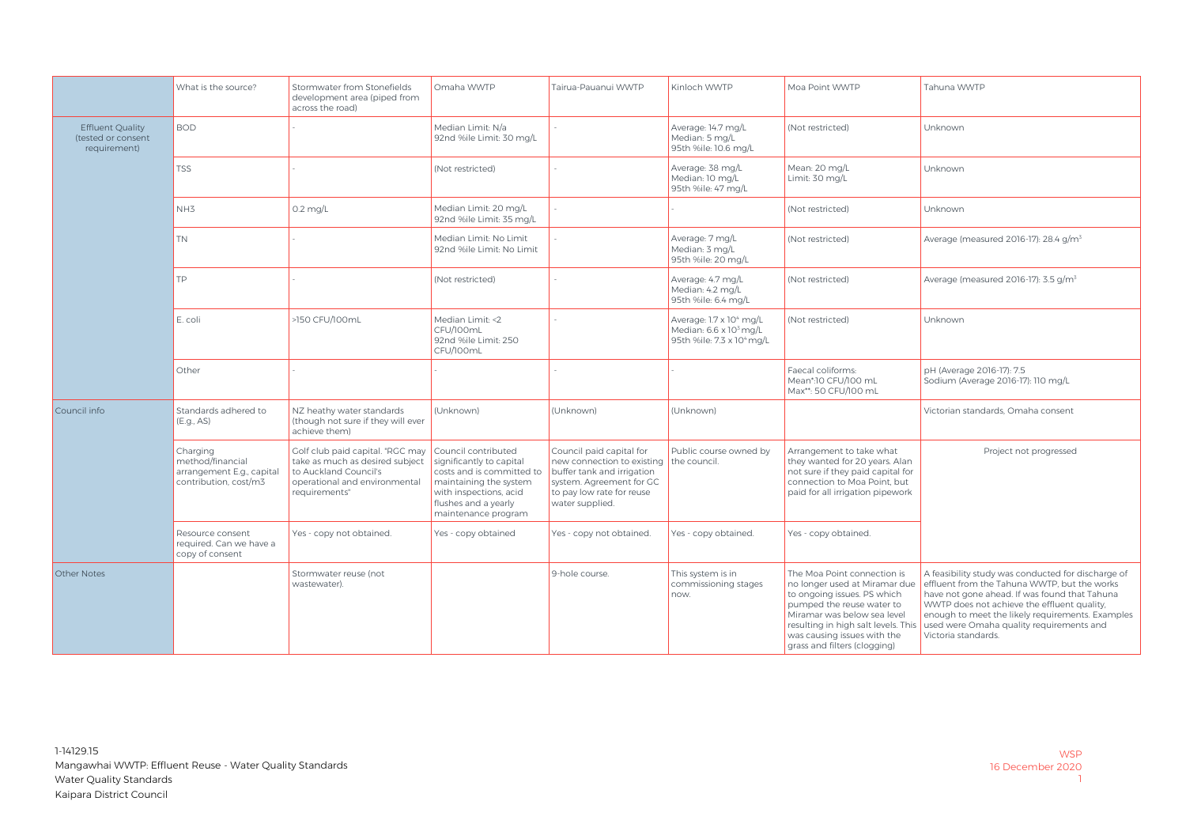| | What is the source? | Stormwater from Stonefields development area (piped from across the road) | Omaha WWTP | Tairua-Pauanui WWTP | Kinloch WWTP | Moa Point WWTP | Tahuna WWTP |
|---|---|---|---|---|---|---|---|
| Effluent Quality (tested or consent requirement) | BOD | - | Median Limit: N/a<br>92nd %ile Limit: 30 mg/L | - | Average: 14.7 mg/L<br>Median: 5 mg/L<br>95th %ile: 10.6 mg/L | (Not restricted) | Unknown |
| | TSS | - | (Not restricted) | - | Average: 38 mg/L<br>Median: 10 mg/L<br>95th %ile: 47 mg/L | Mean: 20 mg/L<br>Limit: 30 mg/L | Unknown |
| | $NH_3$ | 0.2 mg/L | Median Limit: 20 mg/L<br>92nd %ile Limit: 35 mg/L | - | - | (Not restricted) | Unknown |
| | TN | - | Median Limit: No Limit<br>92nd %ile Limit: No Limit | - | Average: 7 mg/L<br>Median: 3 mg/L<br>95th %ile: 20 mg/L | (Not restricted) | Average (measured 2016-17): 28.4 $g/m^3$ |
| | TP | - | (Not restricted) | - | Average: 4.7 mg/L<br>Median: 4.2 mg/L<br>95th %ile: 6.4 mg/L | (Not restricted) | Average (measured 2016-17): 3.5 $g/m^3$ |
| | E. coli | >150 CFU/100mL | Median Limit: <2 CFU/100mL<br>92nd %ile Limit: 250 CFU/100mL | - | Average: $1.7 \times 10^4$ mg/L<br>Median: $6.6 \times 10^3$ mg/L<br>95th %ile: $7.3 \times 10^4$ mg/L | (Not restricted) | Unknown |
| | Other | - | - | - | - | Faecal coliforms:<br>Mean*:10 CFU/100 mL<br>Max**: 50 CFU/100 mL | pH (Average 2016-17): 7.5<br>Sodium (Average 2016-17): 110 mg/L |
| Council info | Standards adhered to (E.g., AS) | NZ heathy water standards (though not sure if they will ever achieve them) | (Unknown) | (Unknown) | (Unknown) | | Victorian standards, Omaha consent |
| | Charging method/financial arrangement E.g., capital contribution, cost/m3 | Golf club paid capital. "RGC may take as much as desired subject to Auckland Council's operational and environmental requirements" | Council contributed significantly to capital costs and is committed to maintaining the system with inspections, acid flushes and a yearly maintenance program | Council paid capital for new connection to existing buffer tank and irrigation system. Agreement for GC to pay low rate for reuse water supplied. | Public course owned by the council. | Arrangement to take what they wanted for 20 years. Alan not sure if they paid capital for connection to Moa Point, but paid for all irrigation pipework | Project not progressed |
| | Resource consent required. Can we have a copy of consent | Yes - copy not obtained. | Yes - copy obtained | Yes - copy not obtained. | Yes - copy obtained. | Yes - copy obtained. | |
| Other Notes | | Stormwater reuse (not wastewater). | | 9-hole course. | This system is in commissioning stages now. | The Moa Point connection is no longer used at Miramar due to ongoing issues. PS which pumped the reuse water to Miramar was below sea level resulting in high salt levels. This was causing issues with the grass and filters (clogging) | A feasibility study was conducted for discharge of effluent from the Tahuna WWTP, but the works have not gone ahead. If was found that Tahuna WWTP does not achieve the effluent quality, enough to meet the likely requirements. Examples used were Omaha quality requirements and Victoria standards. |

1-14129.15
Mangawhai WWTP: Effluent Reuse - Water Quality Standards
Water Quality Standards
Kaipara District Council

WSP
16 December 2020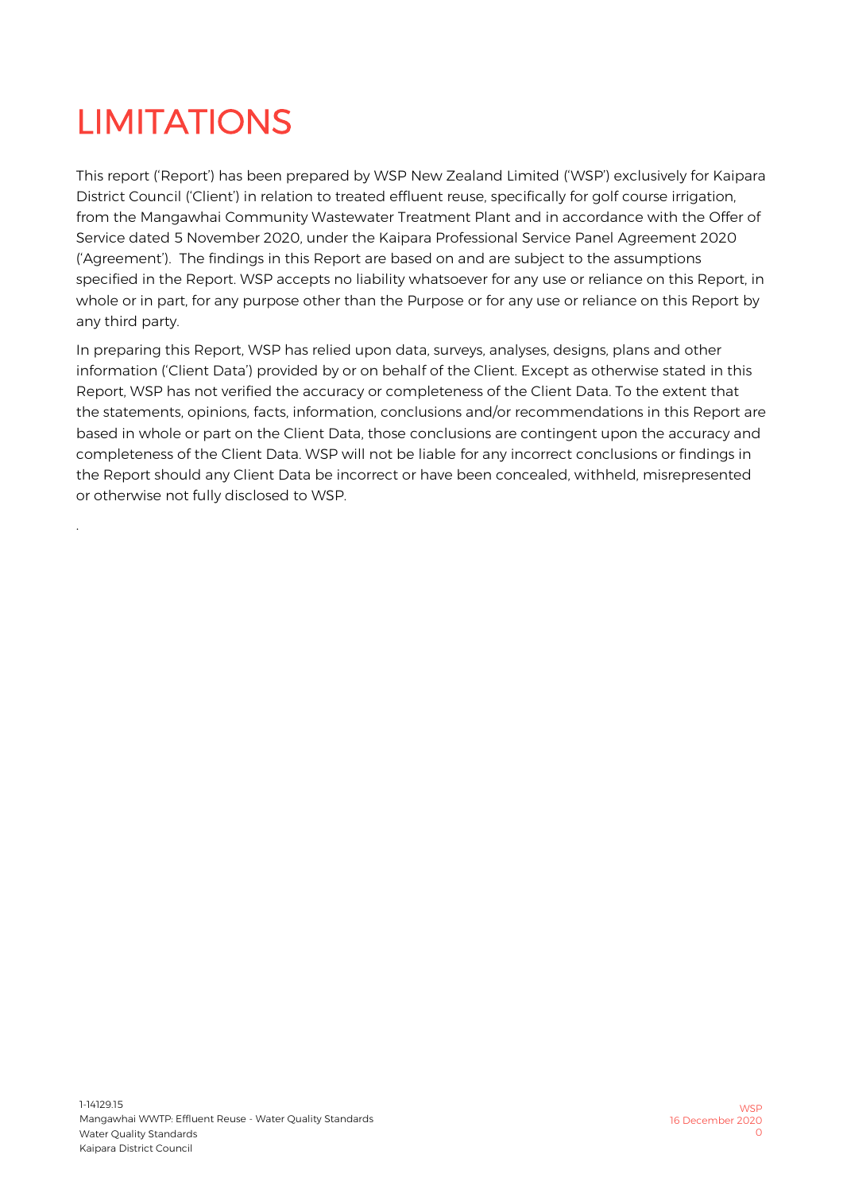# LIMITATIONS

This report ('Report') has been prepared by WSP New Zealand Limited ('WSP') exclusively for Kaipara District Council ('Client') in relation to treated effluent reuse, specifically for golf course irrigation, from the Mangawhai Community Wastewater Treatment Plant and in accordance with the Offer of Service dated 5 November 2020, under the Kaipara Professional Service Panel Agreement 2020 ('Agreement'). The findings in this Report are based on and are subject to the assumptions specified in the Report. WSP accepts no liability whatsoever for any use or reliance on this Report, in whole or in part, for any purpose other than the Purpose or for any use or reliance on this Report by any third party.

In preparing this Report, WSP has relied upon data, surveys, analyses, designs, plans and other information ('Client Data') provided by or on behalf of the Client. Except as otherwise stated in this Report, WSP has not verified the accuracy or completeness of the Client Data. To the extent that the statements, opinions, facts, information, conclusions and/or recommendations in this Report are based in whole or part on the Client Data, those conclusions are contingent upon the accuracy and completeness of the Client Data. WSP will not be liable for any incorrect conclusions or findings in the Report should any Client Data be incorrect or have been concealed, withheld, misrepresented or otherwise not fully disclosed to WSP.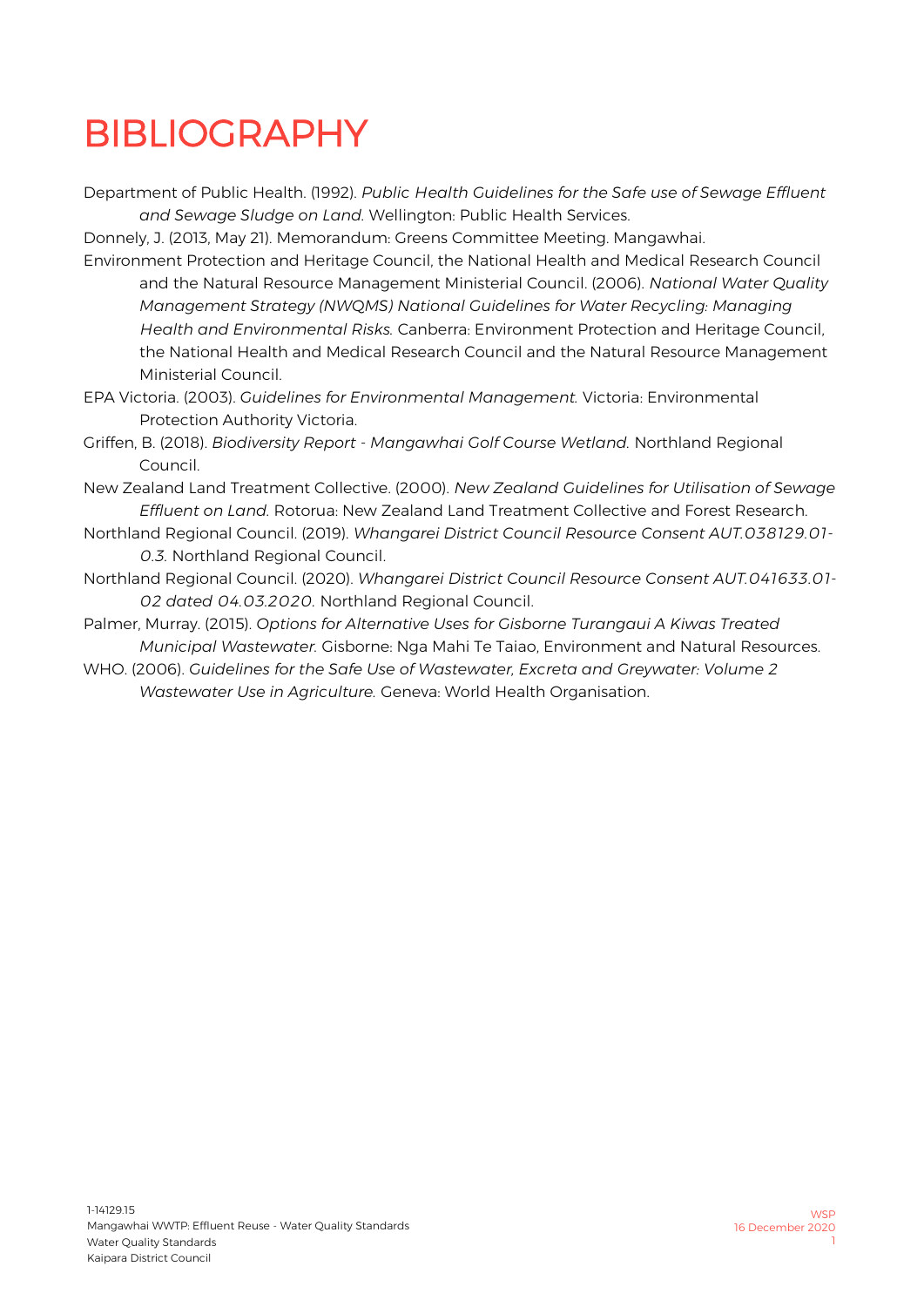# BIBLIOGRAPHY

Department of Public Health. (1992). *Public Health Guidelines for the Safe use of Sewage Effluent and Sewage Sludge on Land*. Wellington: Public Health Services.

Donnely, J. (2013, May 21). Memorandum: Greens Committee Meeting. Mangawhai.

Environment Protection and Heritage Council, the National Health and Medical Research Council and the Natural Resource Management Ministerial Council. (2006). *National Water Quality Management Strategy (NWQMS) National Guidelines for Water Recycling: Managing Health and Environmental Risks.* Canberra: Environment Protection and Heritage Council, the National Health and Medical Research Council and the Natural Resource Management Ministerial Council.

EPA Victoria. (2003). *Guidelines for Environmental Management.* Victoria: Environmental Protection Authority Victoria.

Griffen, B. (2018). *Biodiversity Report - Mangawhai Golf Course Wetland.* Northland Regional Council.

New Zealand Land Treatment Collective. (2000). *New Zealand Guidelines for Utilisation of Sewage Effluent on Land.* Rotorua: New Zealand Land Treatment Collective and Forest Research.

Northland Regional Council. (2019). *Whangarei District Council Resource Consent AUT.038129.01-0.3.* Northland Regional Council.

Northland Regional Council. (2020). *Whangarei District Council Resource Consent AUT.041633.01-02 dated 04.03.2020*. Northland Regional Council.

Palmer, Murray. (2015). *Options for Alternative Uses for Gisborne Turangaui A Kiwas Treated Municipal Wastewater.* Gisborne: Nga Mahi Te Taiao, Environment and Natural Resources.

WHO. (2006). *Guidelines for the Safe Use of Wastewater, Excreta and Greywater: Volume 2 Wastewater Use in Agriculture.* Geneva: World Health Organisation.